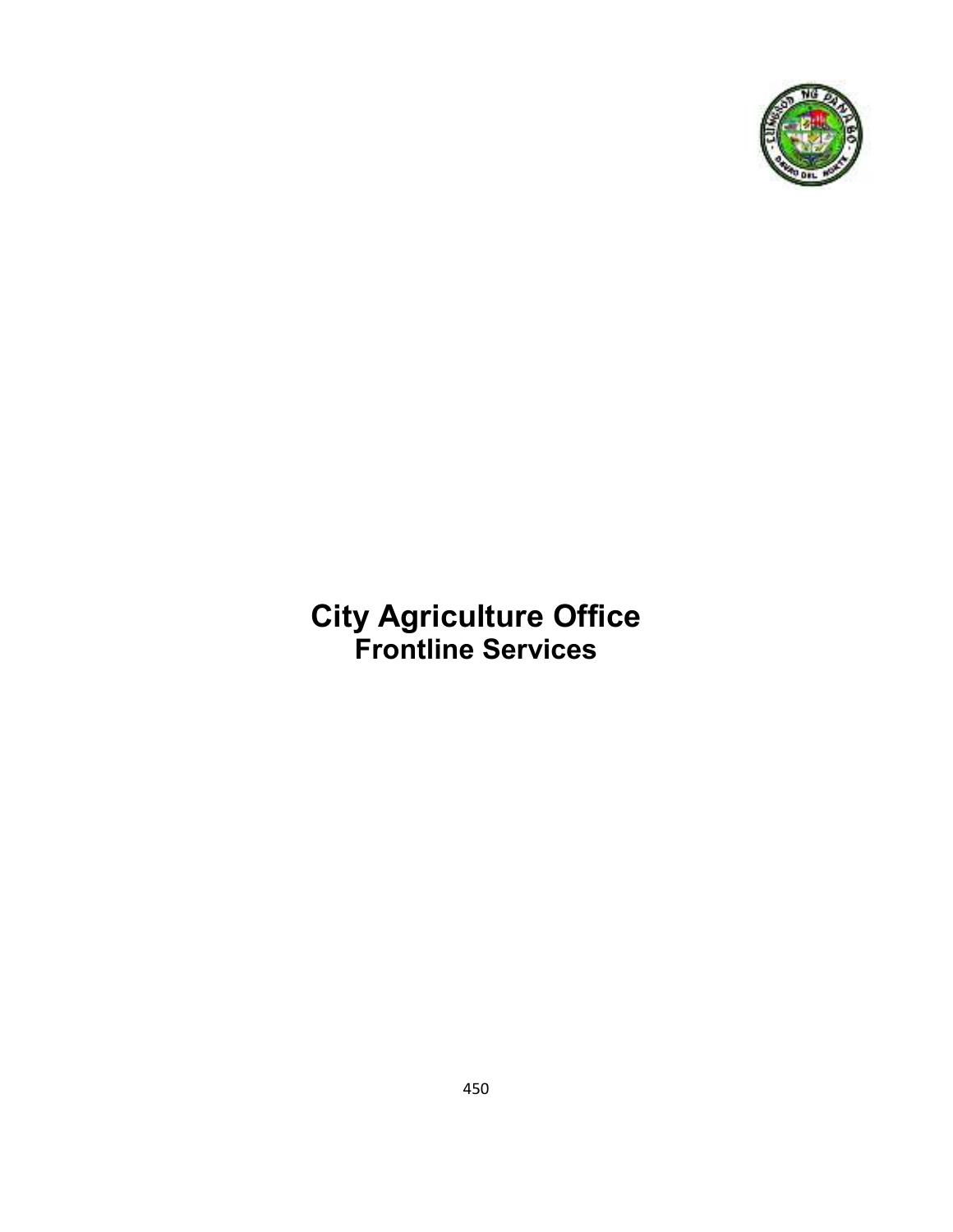# City Agriculture Office
## Frontline Services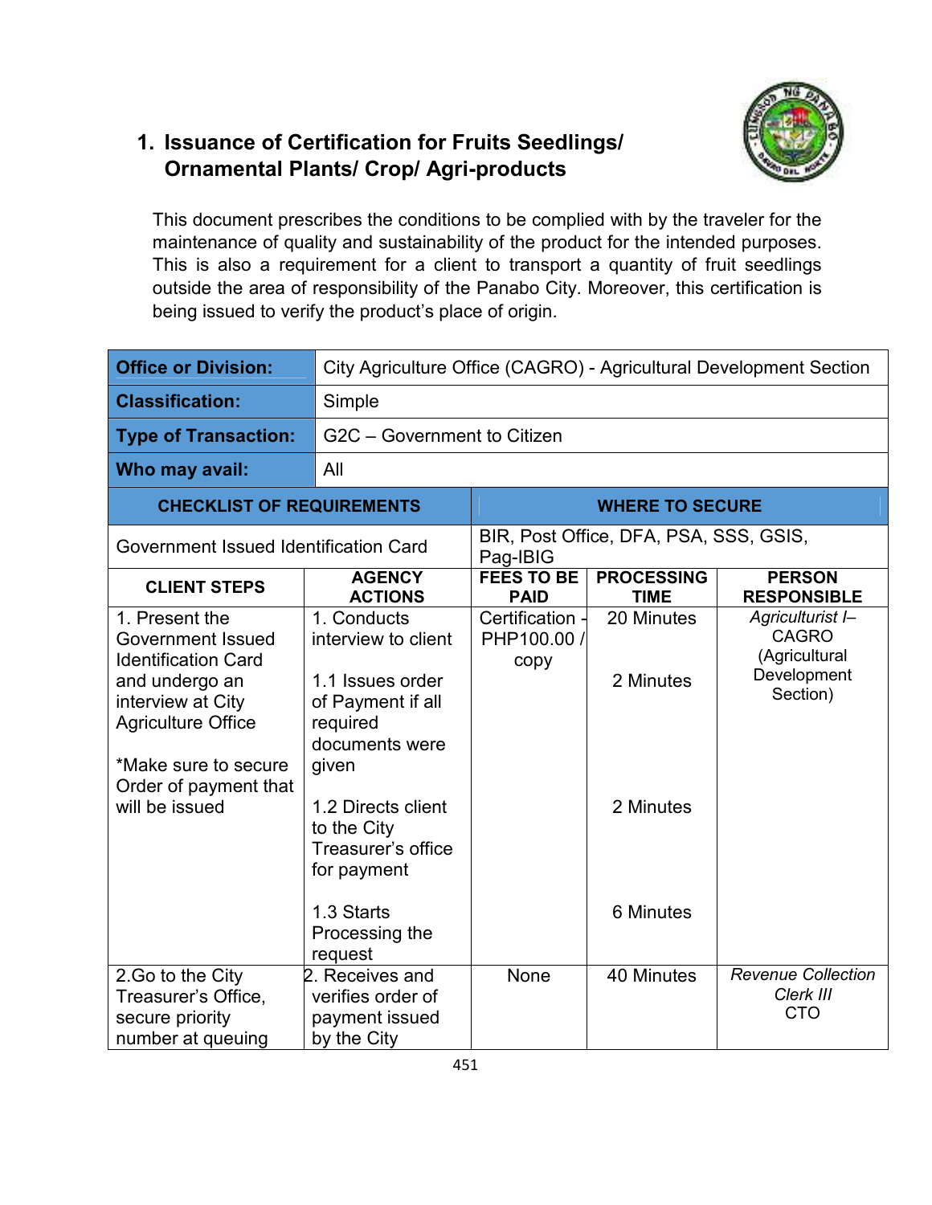## 1. Issuance of Certification for Fruits Seedlings/ Ornamental Plants/ Crop/ Agri-products

This document prescribes the conditions to be complied with by the traveler for the maintenance of quality and sustainability of the product for the intended purposes. This is also a requirement for a client to transport a quantity of fruit seedlings outside the area of responsibility of the Panabo City. Moreover, this certification is being issued to verify the product's place of origin.

| **Office or Division:** | City Agriculture Office (CAGRO) - Agricultural Development Section |
|---|---|
| **Classification:** | Simple |
| **Type of Transaction:** | G2C – Government to Citizen |
| **Who may avail:** | All |

| **CHECKLIST OF REQUIREMENTS** | **WHERE TO SECURE** |
|---|---|
| Government Issued Identification Card | BIR, Post Office, DFA, PSA, SSS, GSIS, Pag-IBIG |

| **CLIENT STEPS** | **AGENCY ACTIONS** | **FEES TO BE PAID** | **PROCESSING TIME** | **PERSON RESPONSIBLE** |
|---|---|---|---|---|
| 1. Present the Government Issued Identification Card and undergo an interview at City Agriculture Office<br><br>*Make sure to secure Order of payment that will be issued | 1. Conducts interview to client | Certification - PHP100.00 / copy | 20 Minutes | *Agriculturist I–* CAGRO (Agricultural Development Section) |
| | 1.1 Issues order of Payment if all required documents were given | | 2 Minutes | |
| | 1.2 Directs client to the City Treasurer's office for payment | | 2 Minutes | |
| | 1.3 Starts Processing the request | | 6 Minutes | |
| 2.Go to the City Treasurer's Office, secure priority number at queuing | 2. Receives and verifies order of payment issued by the City | None | 40 Minutes | *Revenue Collection Clerk III* CTO |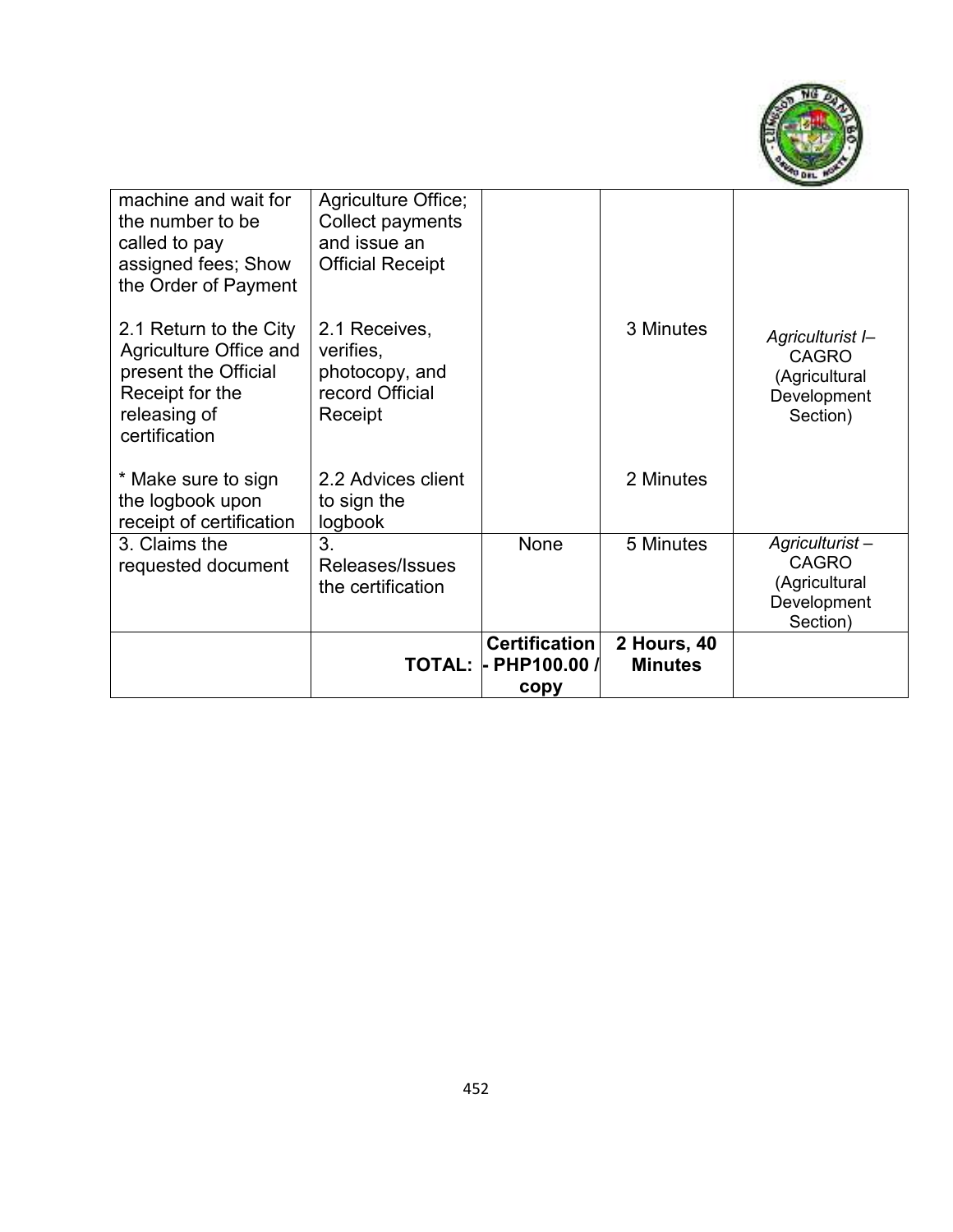| | | | | |
|---|---|---|---|---|
| machine and wait for the number to be called to pay assigned fees; Show the Order of Payment | Agriculture Office; Collect payments and issue an Official Receipt | | | |
| 2.1 Return to the City Agriculture Office and present the Official Receipt for the releasing of certification | 2.1 Receives, verifies, photocopy, and record Official Receipt | | 3 Minutes | *Agriculturist I*– CAGRO (Agricultural Development Section) |
| * Make sure to sign the logbook upon receipt of certification | 2.2 Advices client to sign the logbook | | 2 Minutes | |
| 3. Claims the requested document | 3. Releases/Issues the certification | None | 5 Minutes | *Agriculturist* – CAGRO (Agricultural Development Section) |
| | **TOTAL:** | **Certification - PHP100.00 / copy** | **2 Hours, 40 Minutes** | |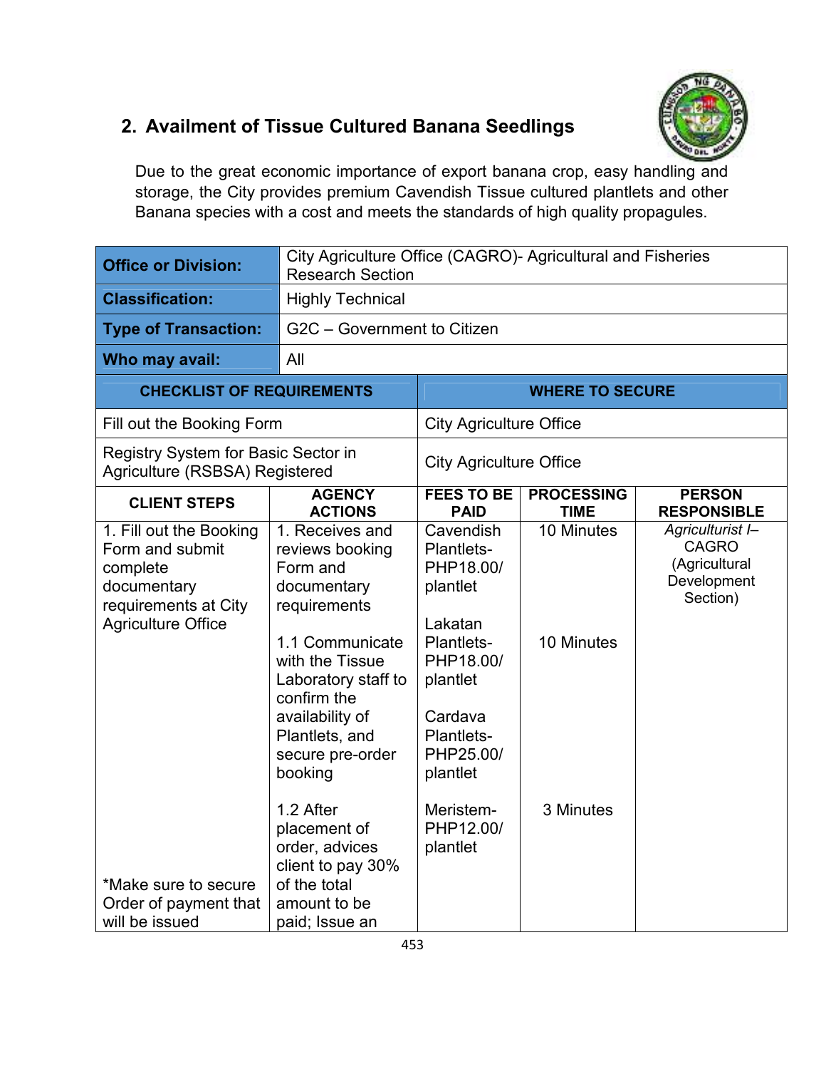## 2. Availment of Tissue Cultured Banana Seedlings

Due to the great economic importance of export banana crop, easy handling and storage, the City provides premium Cavendish Tissue cultured plantlets and other Banana species with a cost and meets the standards of high quality propagules.

| | |
|---|---|
| **Office or Division:** | City Agriculture Office (CAGRO)- Agricultural and Fisheries Research Section |
| **Classification:** | Highly Technical |
| **Type of Transaction:** | G2C – Government to Citizen |
| **Who may avail:** | All |

| CHECKLIST OF REQUIREMENTS | WHERE TO SECURE |
|---|---|
| Fill out the Booking Form | City Agriculture Office |
| Registry System for Basic Sector in Agriculture (RSBSA) Registered | City Agriculture Office |

| CLIENT STEPS | AGENCY ACTIONS | FEES TO BE PAID | PROCESSING TIME | PERSON RESPONSIBLE |
|---|---|---|---|---|
| 1. Fill out the Booking Form and submit complete documentary requirements at City Agriculture Office | 1. Receives and reviews booking Form and documentary requirements | Cavendish Plantlets- PHP18.00/ plantlet | 10 Minutes | *Agriculturist I*– CAGRO (Agricultural Development Section) |
| | 1.1 Communicate with the Tissue Laboratory staff to confirm the availability of Plantlets, and secure pre-order booking | Lakatan Plantlets- PHP18.00/ plantlet<br><br>Cardava Plantlets- PHP25.00/ plantlet | 10 Minutes | |
| *Make sure to secure Order of payment that will be issued | 1.2 After placement of order, advices client to pay 30% of the total amount to be paid; Issue an | Meristem- PHP12.00/ plantlet | 3 Minutes | |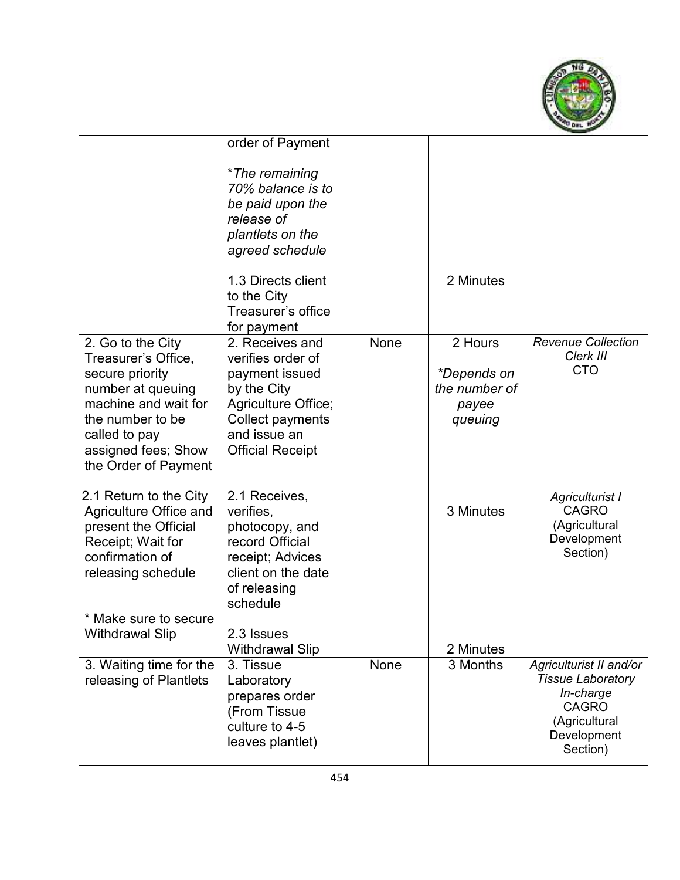| | | | | |
|---|---|---|---|---|
| | order of Payment<br><br>*\*The remaining 70% balance is to be paid upon the release of plantlets on the agreed schedule*<br><br>1.3 Directs client to the City Treasurer's office for payment | | 2 Minutes | |
| 2. Go to the City Treasurer's Office, secure priority number at queuing machine and wait for the number to be called to pay assigned fees; Show the Order of Payment | 2. Receives and verifies order of payment issued by the City Agriculture Office; Collect payments and issue an Official Receipt | None | 2 Hours<br><br>*\*Depends on the number of payee queuing* | *Revenue Collection Clerk III*<br>CTO |
| 2.1 Return to the City Agriculture Office and present the Official Receipt; Wait for confirmation of releasing schedule<br><br>\* Make sure to secure Withdrawal Slip | 2.1 Receives, verifies, photocopy, and record Official receipt; Advices client on the date of releasing schedule<br><br>2.3 Issues Withdrawal Slip | | 3 Minutes<br><br>2 Minutes | *Agriculturist I*<br>CAGRO<br>(Agricultural Development Section) |
| 3. Waiting time for the releasing of Plantlets | 3. Tissue Laboratory prepares order (From Tissue culture to 4-5 leaves plantlet) | None | 3 Months | *Agriculturist II and/or Tissue Laboratory In-charge*<br>CAGRO<br>(Agricultural Development Section) |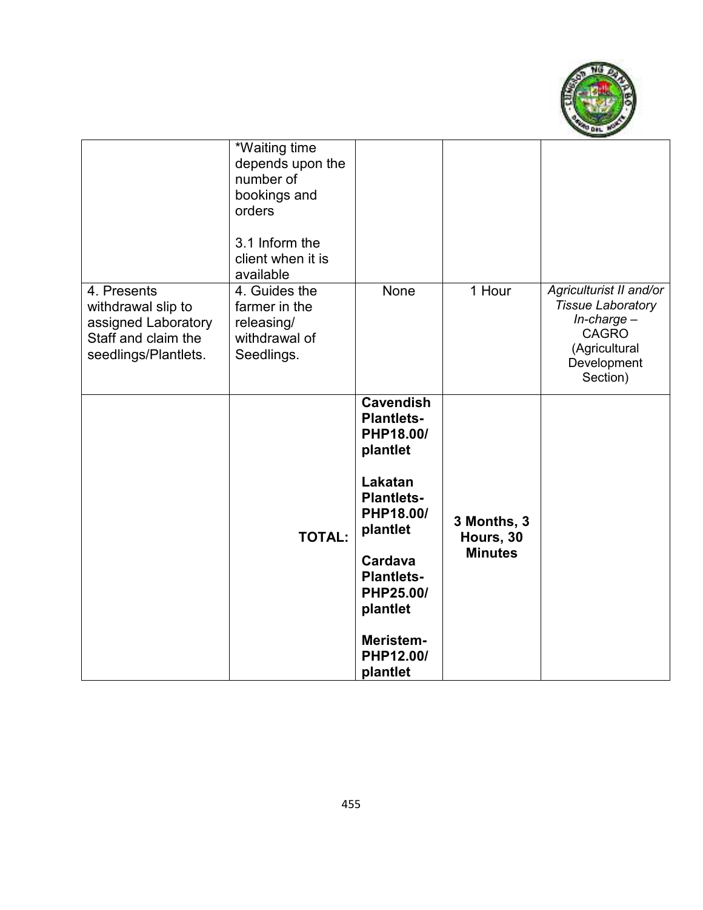| | | | | |
|---|---|---|---|---|
| | *Waiting time depends upon the number of bookings and orders<br><br>3.1 Inform the client when it is available | | | |
| 4. Presents withdrawal slip to assigned Laboratory Staff and claim the seedlings/Plantlets. | 4. Guides the farmer in the releasing/ withdrawal of Seedlings. | None | 1 Hour | *Agriculturist II and/or Tissue Laboratory In-charge –* CAGRO (Agricultural Development Section) |
| | **TOTAL:** | **Cavendish Plantlets- PHP18.00/ plantlet**<br><br>**Lakatan Plantlets- PHP18.00/ plantlet**<br><br>**Cardava Plantlets- PHP25.00/ plantlet**<br><br>**Meristem- PHP12.00/ plantlet** | **3 Months, 3 Hours, 30 Minutes** | |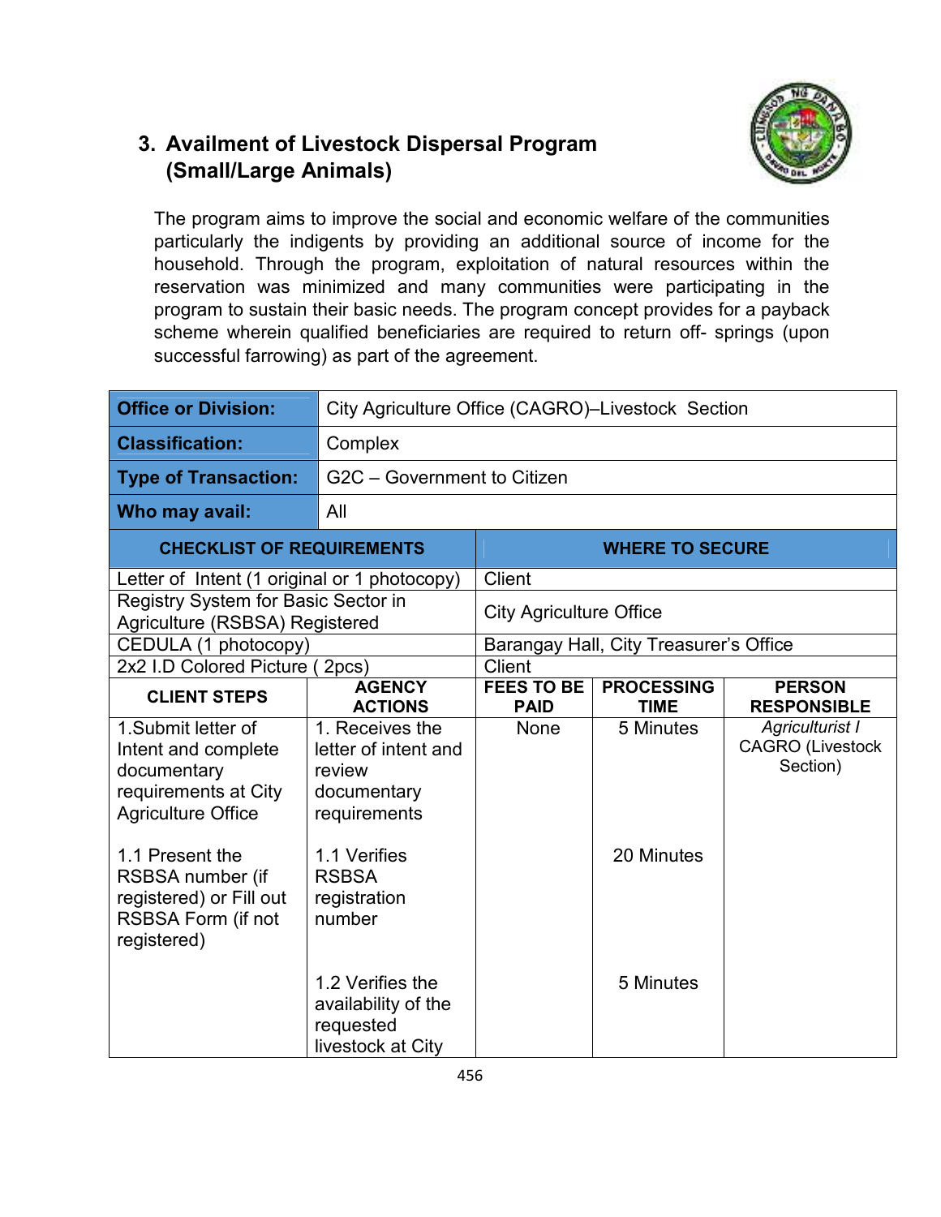## 3. Availment of Livestock Dispersal Program (Small/Large Animals)

The program aims to improve the social and economic welfare of the communities particularly the indigents by providing an additional source of income for the household. Through the program, exploitation of natural resources within the reservation was minimized and many communities were participating in the program to sustain their basic needs. The program concept provides for a payback scheme wherein qualified beneficiaries are required to return off- springs (upon successful farrowing) as part of the agreement.

| **Office or Division:** | City Agriculture Office (CAGRO)–Livestock Section |
|---|---|
| **Classification:** | Complex |
| **Type of Transaction:** | G2C – Government to Citizen |
| **Who may avail:** | All |

| **CHECKLIST OF REQUIREMENTS** | **WHERE TO SECURE** |
|---|---|
| Letter of Intent (1 original or 1 photocopy) | Client |
| Registry System for Basic Sector in Agriculture (RSBSA) Registered | City Agriculture Office |
| CEDULA (1 photocopy) | Barangay Hall, City Treasurer's Office |
| 2x2 I.D Colored Picture ( 2pcs) | Client |

| **CLIENT STEPS** | **AGENCY ACTIONS** | **FEES TO BE PAID** | **PROCESSING TIME** | **PERSON RESPONSIBLE** |
|---|---|---|---|---|
| 1.Submit letter of Intent and complete documentary requirements at City Agriculture Office | 1. Receives the letter of intent and review documentary requirements | None | 5 Minutes | *Agriculturist I* CAGRO (Livestock Section) |
| 1.1 Present the RSBSA number (if registered) or Fill out RSBSA Form (if not registered) | 1.1 Verifies RSBSA registration number | | 20 Minutes | |
| | 1.2 Verifies the availability of the requested livestock at City | | 5 Minutes | |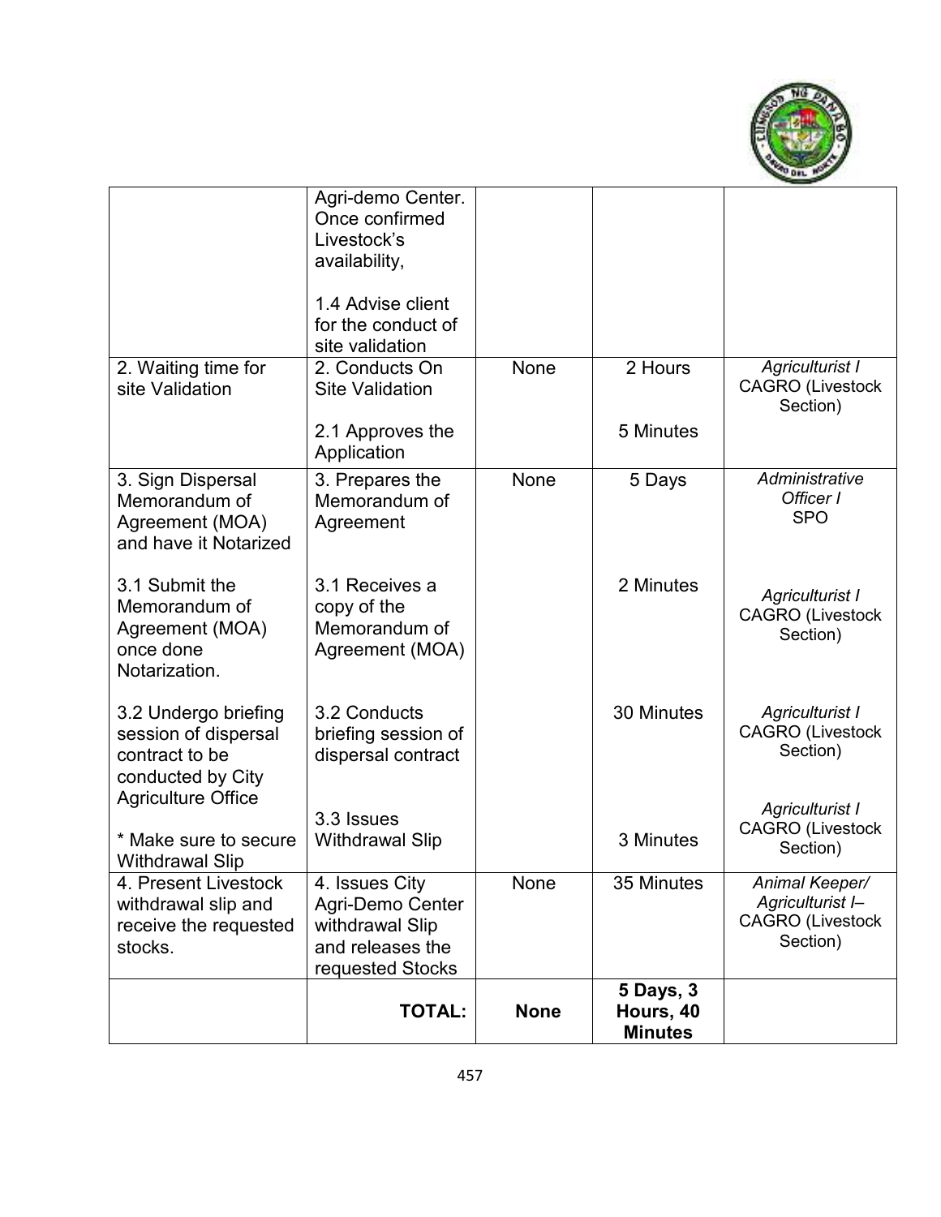| | Agri-demo Center. Once confirmed Livestock's availability,<br><br>1.4 Advise client for the conduct of site validation | | | |
|---|---|---|---|---|
| 2. Waiting time for site Validation | 2. Conducts On Site Validation<br><br>2.1 Approves the Application | None | 2 Hours<br><br>5 Minutes | *Agriculturist I* CAGRO (Livestock Section) |
| 3. Sign Dispersal Memorandum of Agreement (MOA) and have it Notarized<br><br>3.1 Submit the Memorandum of Agreement (MOA) once done Notarization.<br><br>3.2 Undergo briefing session of dispersal contract to be conducted by City Agriculture Office<br><br>* Make sure to secure Withdrawal Slip | 3. Prepares the Memorandum of Agreement<br><br>3.1 Receives a copy of the Memorandum of Agreement (MOA)<br><br>3.2 Conducts briefing session of dispersal contract<br><br>3.3 Issues Withdrawal Slip | None | 5 Days<br><br>2 Minutes<br><br>30 Minutes<br><br>3 Minutes | *Administrative Officer I* SPO<br><br>*Agriculturist I* CAGRO (Livestock Section)<br><br>*Agriculturist I* CAGRO (Livestock Section)<br><br>*Agriculturist I* CAGRO (Livestock Section) |
| 4. Present Livestock withdrawal slip and receive the requested stocks. | 4. Issues City Agri-Demo Center withdrawal Slip and releases the requested Stocks | None | 35 Minutes | *Animal Keeper/ Agriculturist I–* CAGRO (Livestock Section) |
| | **TOTAL:** | **None** | **5 Days, 3 Hours, 40 Minutes** | |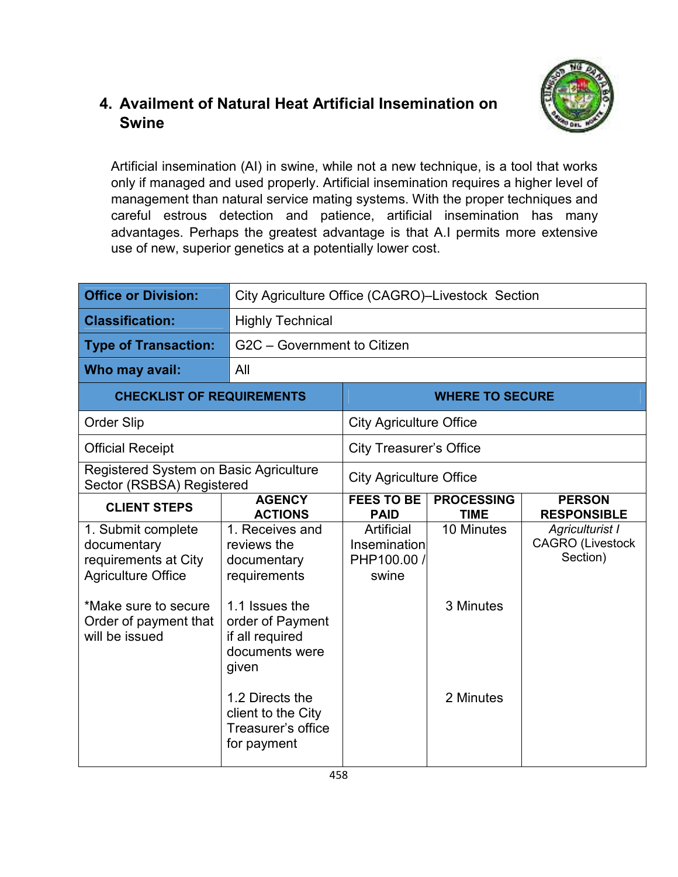## 4. Availment of Natural Heat Artificial Insemination on Swine

Artificial insemination (AI) in swine, while not a new technique, is a tool that works only if managed and used properly. Artificial insemination requires a higher level of management than natural service mating systems. With the proper techniques and careful estrous detection and patience, artificial insemination has many advantages. Perhaps the greatest advantage is that A.I permits more extensive use of new, superior genetics at a potentially lower cost.

| **Office or Division:** | City Agriculture Office (CAGRO)–Livestock Section |
|---|---|
| **Classification:** | Highly Technical |
| **Type of Transaction:** | G2C – Government to Citizen |
| **Who may avail:** | All |

| **CHECKLIST OF REQUIREMENTS** | **WHERE TO SECURE** |
|---|---|
| Order Slip | City Agriculture Office |
| Official Receipt | City Treasurer's Office |
| Registered System on Basic Agriculture Sector (RSBSA) Registered | City Agriculture Office |

| **CLIENT STEPS** | **AGENCY ACTIONS** | **FEES TO BE PAID** | **PROCESSING TIME** | **PERSON RESPONSIBLE** |
|---|---|---|---|---|
| 1. Submit complete documentary requirements at City Agriculture Office<br><br>*Make sure to secure Order of payment that will be issued | 1. Receives and reviews the documentary requirements | Artificial Insemination PHP100.00 / swine | 10 Minutes | *Agriculturist I* CAGRO (Livestock Section) |
| | 1.1 Issues the order of Payment if all required documents were given | | 3 Minutes | |
| | 1.2 Directs the client to the City Treasurer's office for payment | | 2 Minutes | |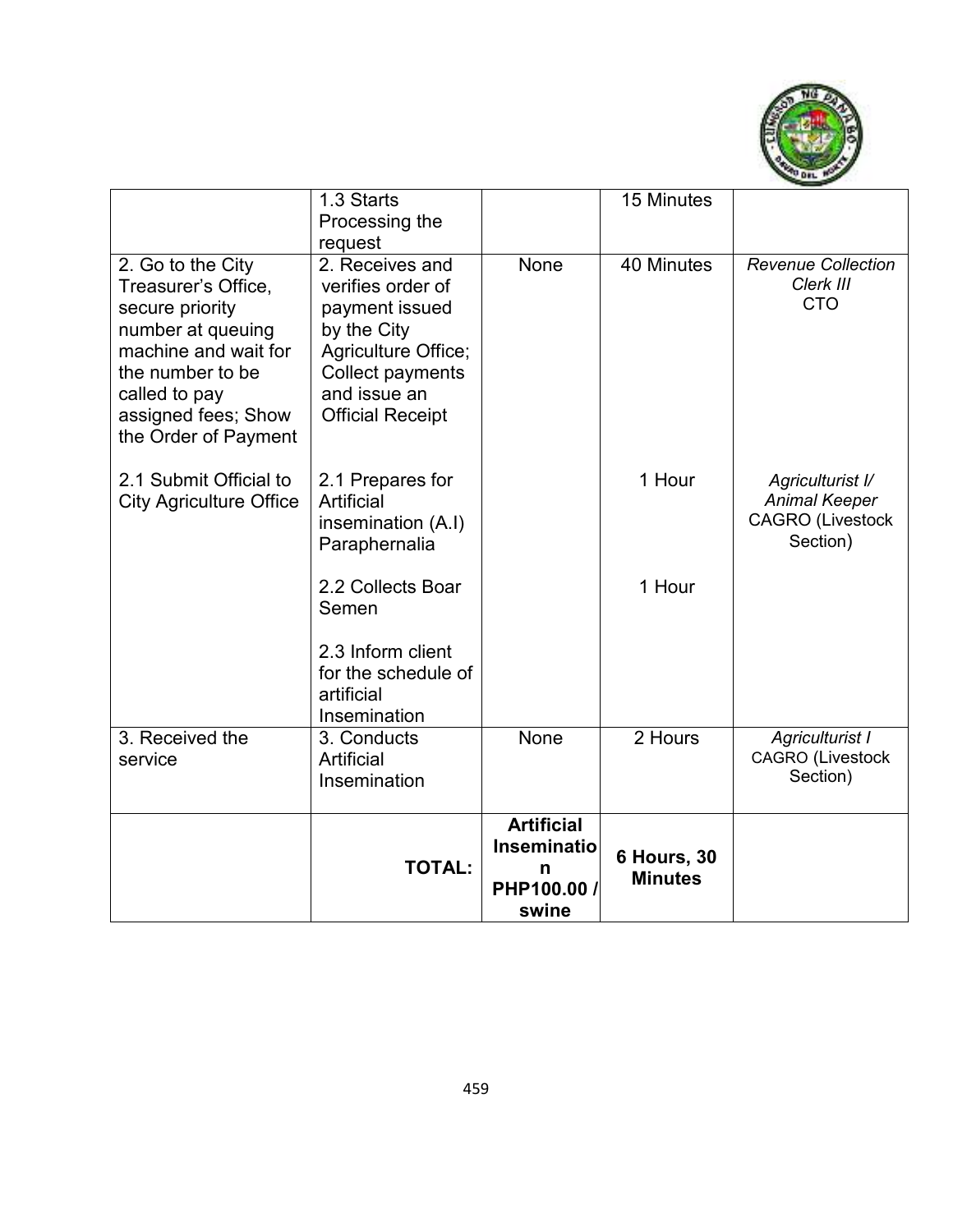| | 1.3 Starts Processing the request | | 15 Minutes | |
|---|---|---|---|---|
| 2. Go to the City Treasurer's Office, secure priority number at queuing machine and wait for the number to be called to pay assigned fees; Show the Order of Payment | 2. Receives and verifies order of payment issued by the City Agriculture Office; Collect payments and issue an Official Receipt | None | 40 Minutes | *Revenue Collection Clerk III* CTO |
| 2.1 Submit Official to City Agriculture Office | 2.1 Prepares for Artificial insemination (A.I) Paraphernalia | | 1 Hour | *Agriculturist I/ Animal Keeper* CAGRO (Livestock Section) |
| | 2.2 Collects Boar Semen | | 1 Hour | |
| | 2.3 Inform client for the schedule of artificial Insemination | | | |
| 3. Received the service | 3. Conducts Artificial Insemination | None | 2 Hours | *Agriculturist I* CAGRO (Livestock Section) |
| | **TOTAL:** | **Artificial Insemination PHP100.00 / swine** | **6 Hours, 30 Minutes** | |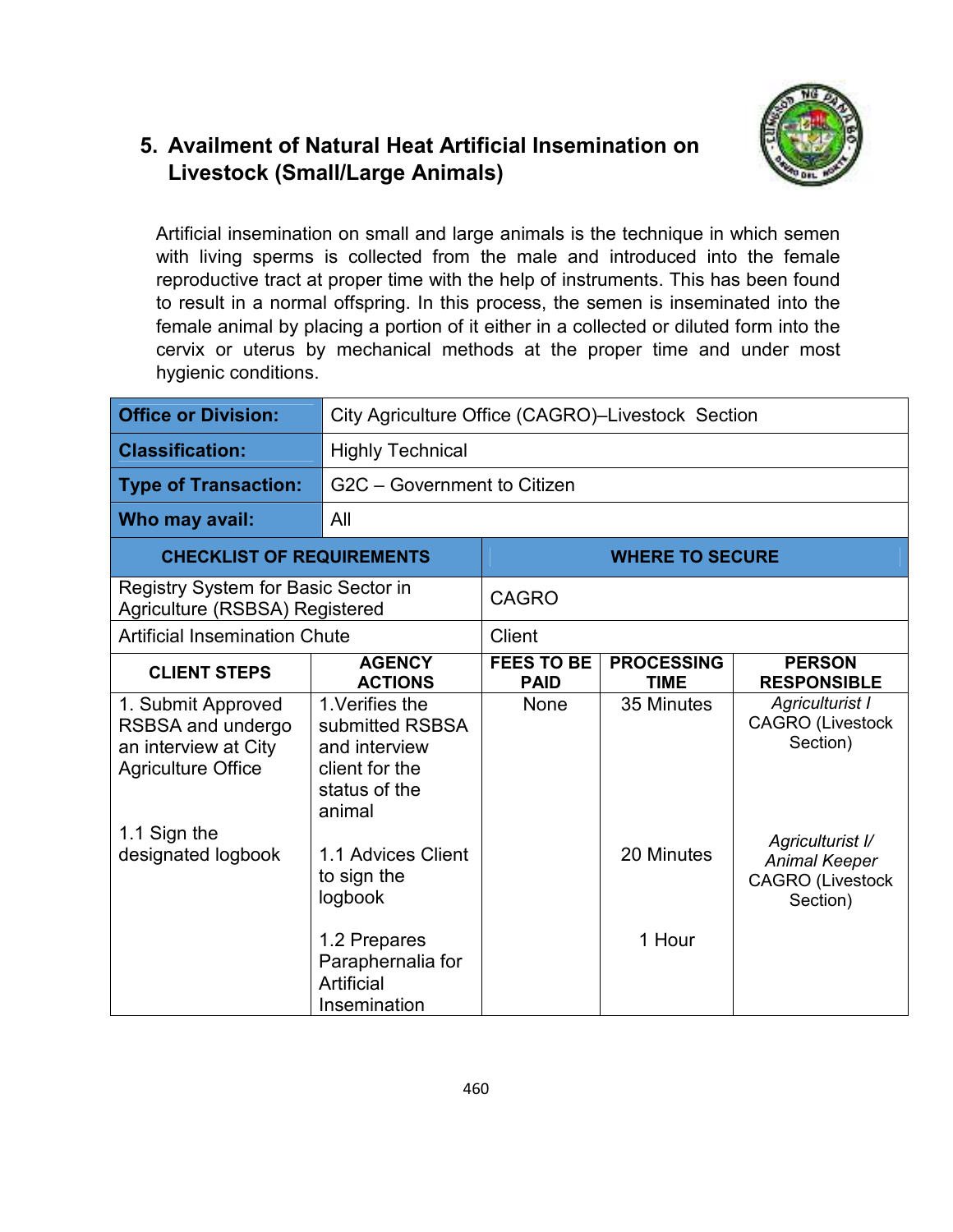## 5. Availment of Natural Heat Artificial Insemination on Livestock (Small/Large Animals)

Artificial insemination on small and large animals is the technique in which semen with living sperms is collected from the male and introduced into the female reproductive tract at proper time with the help of instruments. This has been found to result in a normal offspring. In this process, the semen is inseminated into the female animal by placing a portion of it either in a collected or diluted form into the cervix or uterus by mechanical methods at the proper time and under most hygienic conditions.

| **Office or Division:** | City Agriculture Office (CAGRO)–Livestock Section |
|---|---|
| **Classification:** | Highly Technical |
| **Type of Transaction:** | G2C – Government to Citizen |
| **Who may avail:** | All |

| **CHECKLIST OF REQUIREMENTS** | **WHERE TO SECURE** |
|---|---|
| Registry System for Basic Sector in Agriculture (RSBSA) Registered | CAGRO |
| Artificial Insemination Chute | Client |

| **CLIENT STEPS** | **AGENCY ACTIONS** | **FEES TO BE PAID** | **PROCESSING TIME** | **PERSON RESPONSIBLE** |
|---|---|---|---|---|
| 1. Submit Approved RSBSA and undergo an interview at City Agriculture Office | 1.Verifies the submitted RSBSA and interview client for the status of the animal | None | 35 Minutes | *Agriculturist I* CAGRO (Livestock Section) |
| 1.1 Sign the designated logbook | 1.1 Advices Client to sign the logbook | | 20 Minutes | *Agriculturist I/ Animal Keeper* CAGRO (Livestock Section) |
| | 1.2 Prepares Paraphernalia for Artificial Insemination | | 1 Hour | |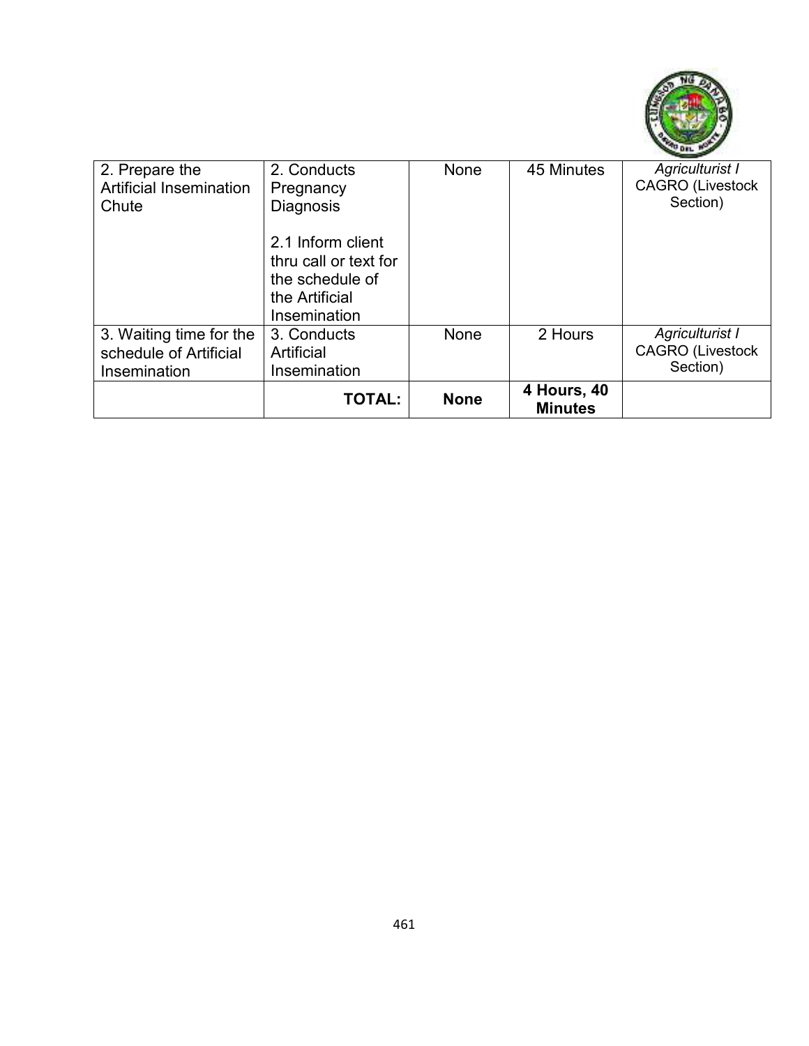| | | | | |
|---|---|---|---|---|
| 2. Prepare the Artificial Insemination Chute | 2. Conducts Pregnancy Diagnosis<br><br>2.1 Inform client thru call or text for the schedule of the Artificial Insemination | None | 45 Minutes | *Agriculturist I* CAGRO (Livestock Section) |
| 3. Waiting time for the schedule of Artificial Insemination | 3. Conducts Artificial Insemination | None | 2 Hours | *Agriculturist I* CAGRO (Livestock Section) |
| | **TOTAL:** | **None** | **4 Hours, 40 Minutes** | |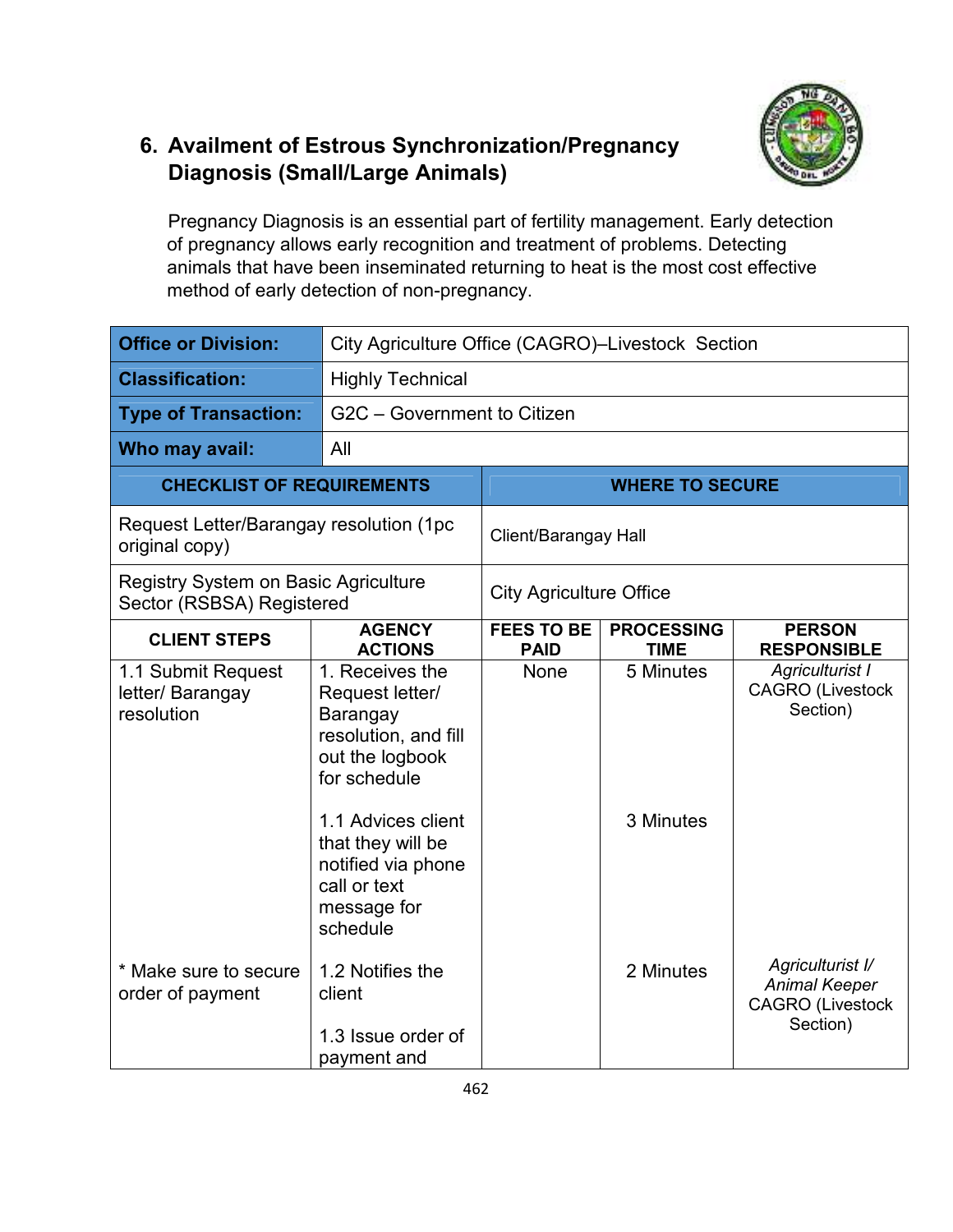## 6. Availment of Estrous Synchronization/Pregnancy Diagnosis (Small/Large Animals)

Pregnancy Diagnosis is an essential part of fertility management. Early detection of pregnancy allows early recognition and treatment of problems. Detecting animals that have been inseminated returning to heat is the most cost effective method of early detection of non-pregnancy.

| **Office or Division:** | City Agriculture Office (CAGRO)–Livestock Section |
|---|---|
| **Classification:** | Highly Technical |
| **Type of Transaction:** | G2C – Government to Citizen |
| **Who may avail:** | All |

| **CHECKLIST OF REQUIREMENTS** | **WHERE TO SECURE** |
|---|---|
| Request Letter/Barangay resolution (1pc original copy) | Client/Barangay Hall |
| Registry System on Basic Agriculture Sector (RSBSA) Registered | City Agriculture Office |

| **CLIENT STEPS** | **AGENCY ACTIONS** | **FEES TO BE PAID** | **PROCESSING TIME** | **PERSON RESPONSIBLE** |
|---|---|---|---|---|
| 1.1 Submit Request letter/ Barangay resolution | 1. Receives the Request letter/ Barangay resolution, and fill out the logbook for schedule | None | 5 Minutes | *Agriculturist I* CAGRO (Livestock Section) |
| | 1.1 Advices client that they will be notified via phone call or text message for schedule | | 3 Minutes | |
| * Make sure to secure order of payment | 1.2 Notifies the client<br><br>1.3 Issue order of payment and | | 2 Minutes | *Agriculturist I/ Animal Keeper* CAGRO (Livestock Section) |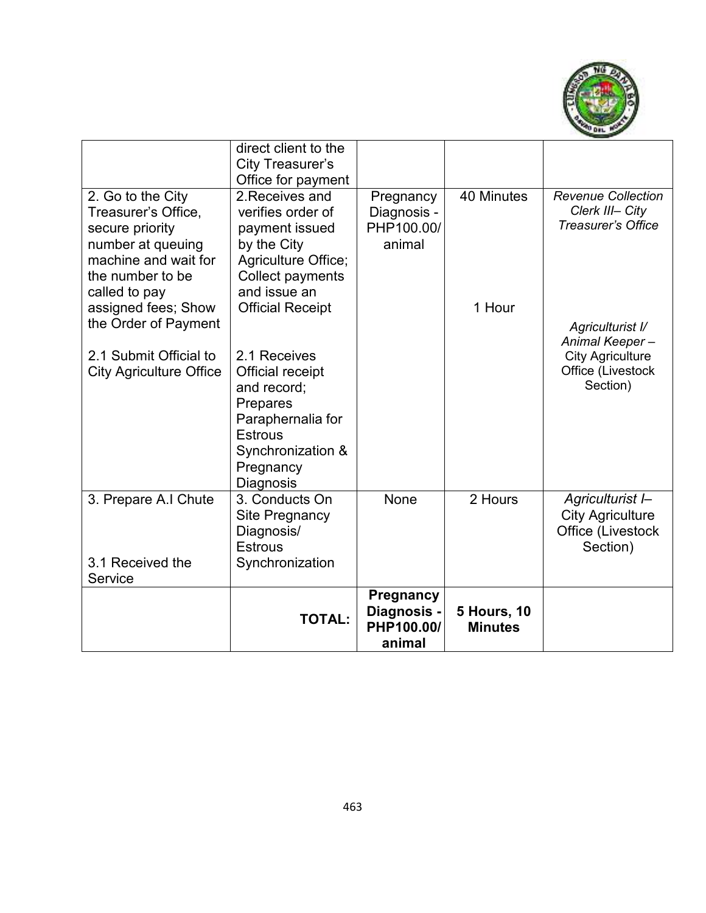| | | | | |
|---|---|---|---|---|
| | direct client to the City Treasurer's Office for payment | | | |
| 2. Go to the City Treasurer's Office, secure priority number at queuing machine and wait for the number to be called to pay assigned fees; Show the Order of Payment<br><br>2.1 Submit Official to City Agriculture Office | 2.Receives and verifies order of payment issued by the City Agriculture Office; Collect payments and issue an Official Receipt<br><br>2.1 Receives Official receipt and record; Prepares Paraphernalia for Estrous Synchronization & Pregnancy Diagnosis | Pregnancy Diagnosis - PHP100.00/ animal | 40 Minutes<br><br>1 Hour | *Revenue Collection Clerk III– City Treasurer's Office*<br><br>*Agriculturist I/ Animal Keeper –* City Agriculture Office (Livestock Section) |
| 3. Prepare A.I Chute<br><br>3.1 Received the Service | 3. Conducts On Site Pregnancy Diagnosis/ Estrous Synchronization | None | 2 Hours | *Agriculturist I–* City Agriculture Office (Livestock Section) |
| | **TOTAL:** | **Pregnancy Diagnosis - PHP100.00/ animal** | **5 Hours, 10 Minutes** | |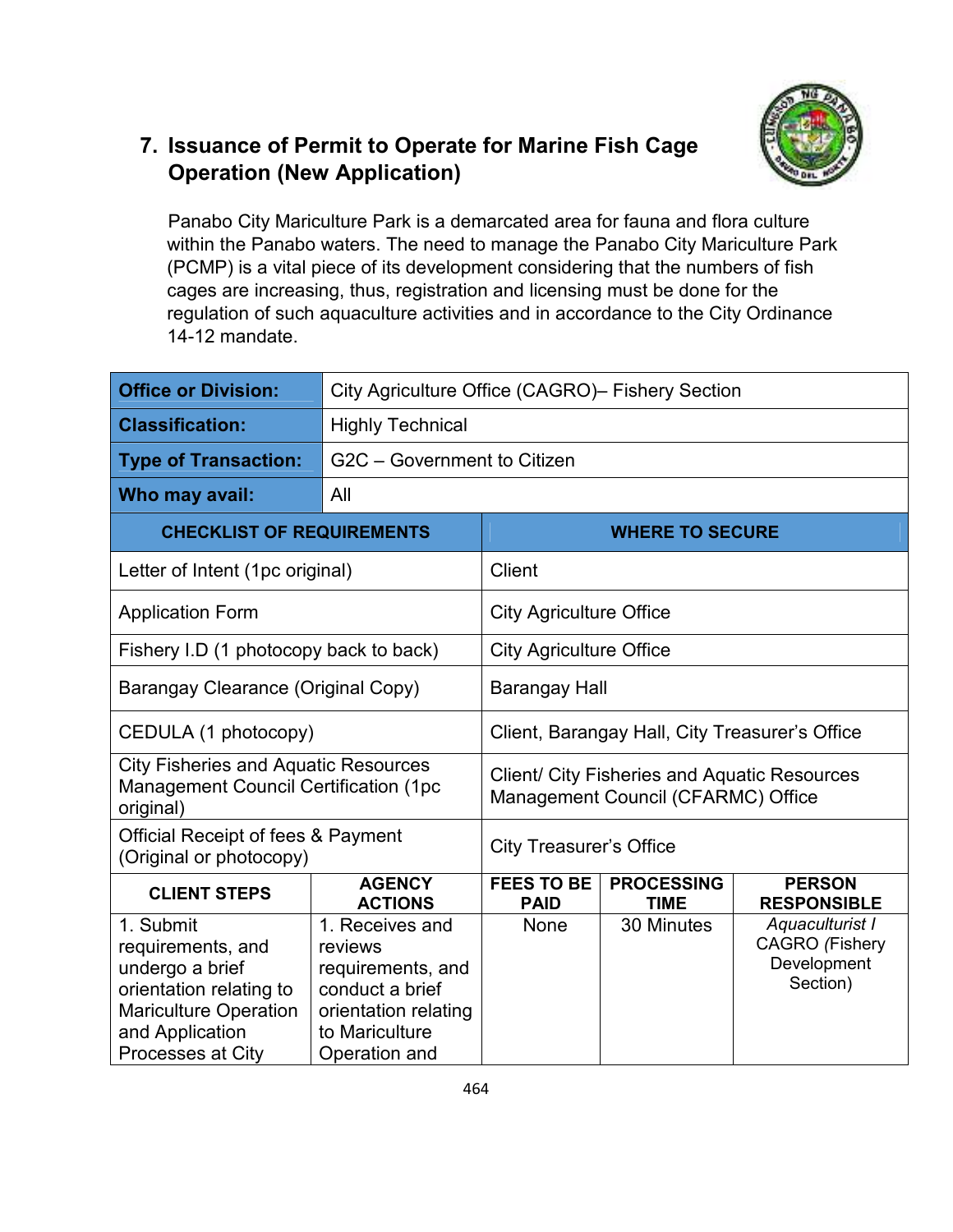## 7. Issuance of Permit to Operate for Marine Fish Cage Operation (New Application)

Panabo City Mariculture Park is a demarcated area for fauna and flora culture within the Panabo waters. The need to manage the Panabo City Mariculture Park (PCMP) is a vital piece of its development considering that the numbers of fish cages are increasing, thus, registration and licensing must be done for the regulation of such aquaculture activities and in accordance to the City Ordinance 14-12 mandate.

| **Office or Division:** | City Agriculture Office (CAGRO)– Fishery Section |
|---|---|
| **Classification:** | Highly Technical |
| **Type of Transaction:** | G2C – Government to Citizen |
| **Who may avail:** | All |

| **CHECKLIST OF REQUIREMENTS** | **WHERE TO SECURE** |
|---|---|
| Letter of Intent (1pc original) | Client |
| Application Form | City Agriculture Office |
| Fishery I.D (1 photocopy back to back) | City Agriculture Office |
| Barangay Clearance (Original Copy) | Barangay Hall |
| CEDULA (1 photocopy) | Client, Barangay Hall, City Treasurer's Office |
| City Fisheries and Aquatic Resources Management Council Certification (1pc original) | Client/ City Fisheries and Aquatic Resources Management Council (CFARMC) Office |
| Official Receipt of fees & Payment (Original or photocopy) | City Treasurer's Office |

| **CLIENT STEPS** | **AGENCY ACTIONS** | **FEES TO BE PAID** | **PROCESSING TIME** | **PERSON RESPONSIBLE** |
|---|---|---|---|---|
| 1. Submit requirements, and undergo a brief orientation relating to Mariculture Operation and Application Processes at City | 1. Receives and reviews requirements, and conduct a brief orientation relating to Mariculture Operation and | None | 30 Minutes | *Aquaculturist I* CAGRO (Fishery Development Section) |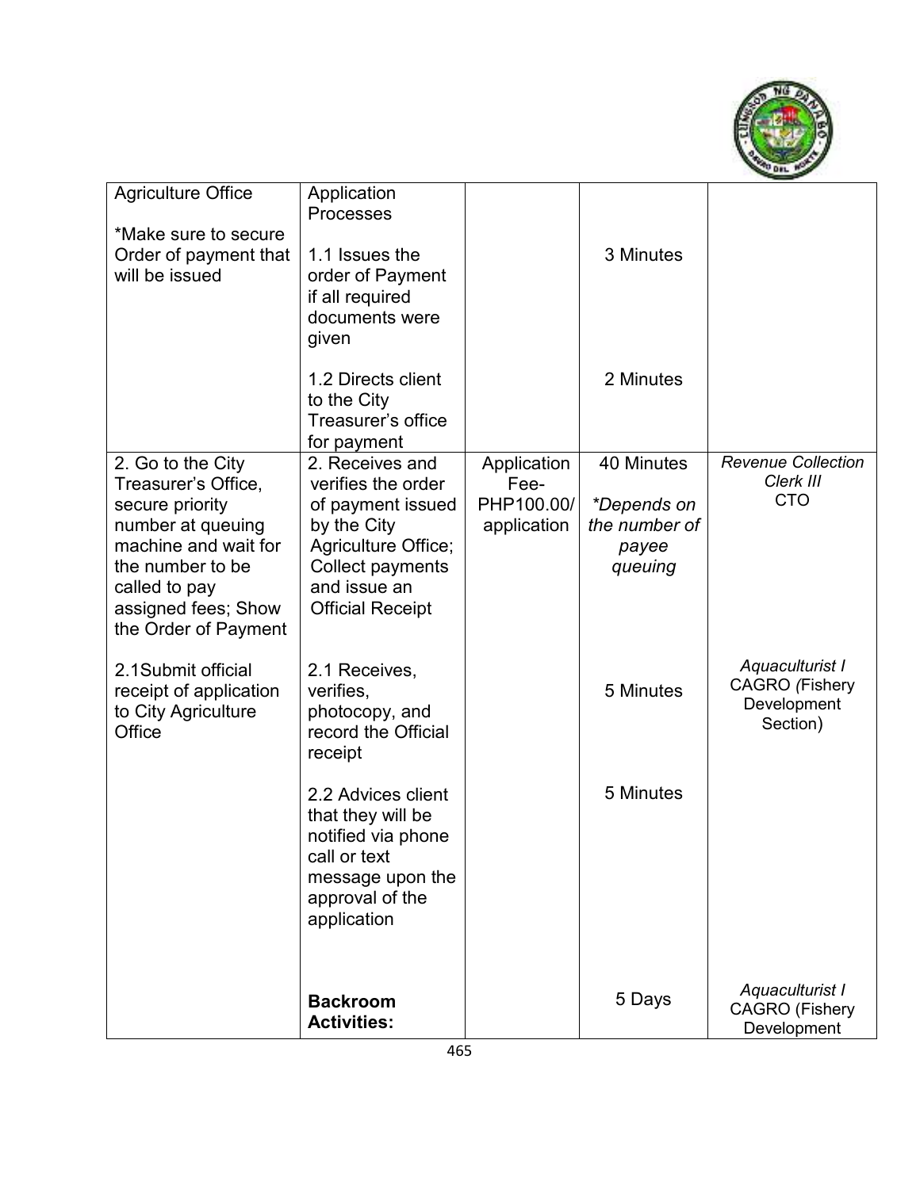| Agriculture Office<br><br>*Make sure to secure Order of payment that will be issued | Application Processes<br><br>1.1 Issues the order of Payment if all required documents were given<br><br>1.2 Directs client to the City Treasurer's office for payment | | 3 Minutes<br><br>2 Minutes | |
|---|---|---|---|---|
| 2. Go to the City Treasurer's Office, secure priority number at queuing machine and wait for the number to be called to pay assigned fees; Show the Order of Payment<br><br>2.1Submit official receipt of application to City Agriculture Office | 2. Receives and verifies the order of payment issued by the City Agriculture Office; Collect payments and issue an Official Receipt<br><br>2.1 Receives, verifies, photocopy, and record the Official receipt<br><br>2.2 Advices client that they will be notified via phone call or text message upon the approval of the application<br><br>**Backroom Activities:** | Application Fee- PHP100.00/ application | 40 Minutes<br><br>*\*Depends on the number of payee queuing*<br><br>5 Minutes<br><br>5 Minutes<br><br>5 Days | *Revenue Collection Clerk III*<br>CTO<br><br>*Aquaculturist I*<br>CAGRO *(*Fishery Development Section)<br><br>*Aquaculturist I*<br>CAGRO (Fishery Development |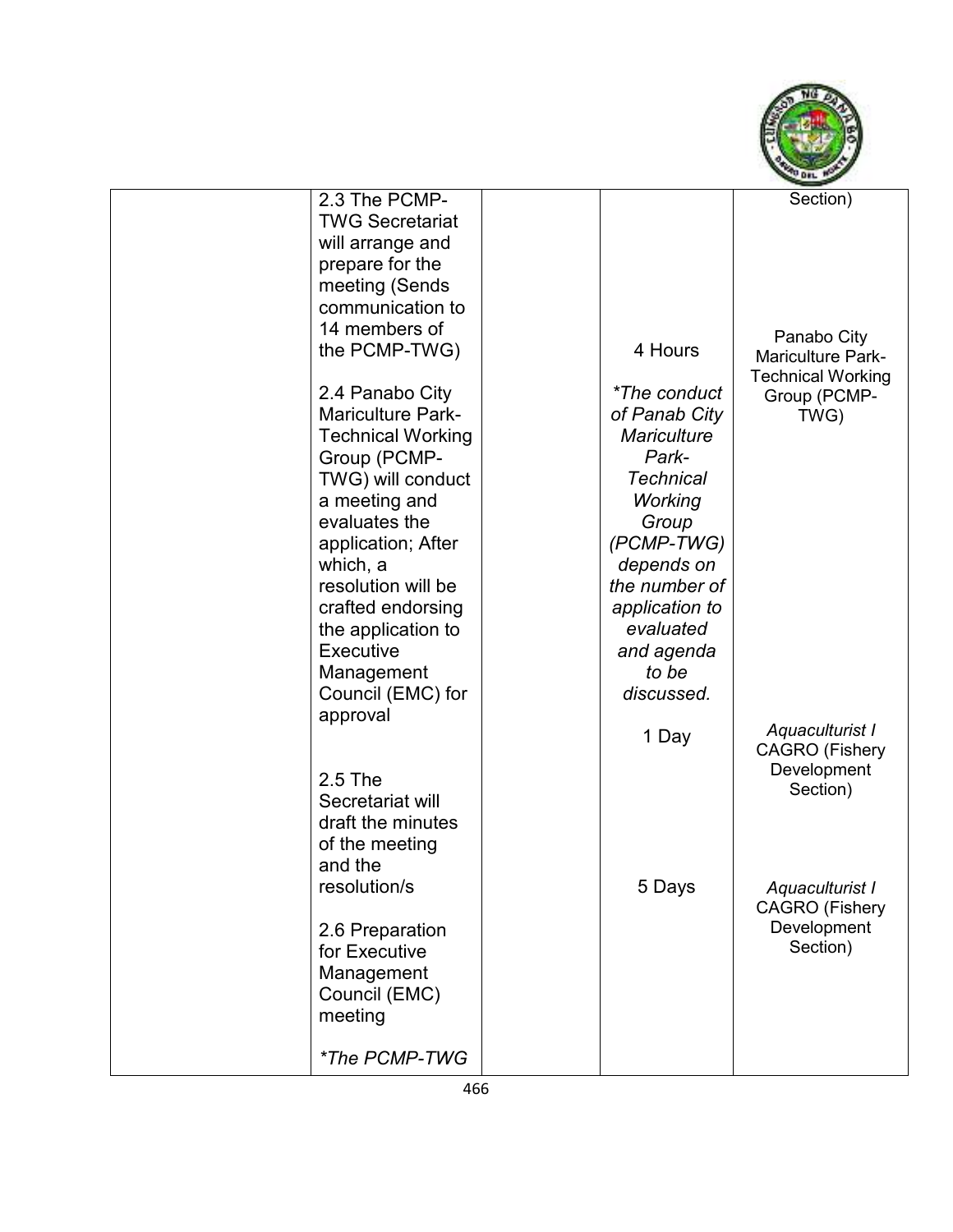| | | | | |
|---|---|---|---|---|
| | 2.3 The PCMP-TWG Secretariat will arrange and prepare for the meeting (Sends communication to 14 members of the PCMP-TWG)<br><br>2.4 Panabo City Mariculture Park-Technical Working Group (PCMP-TWG) will conduct a meeting and evaluates the application; After which, a resolution will be crafted endorsing the application to Executive Management Council (EMC) for approval<br><br>2.5 The Secretariat will draft the minutes of the meeting and the resolution/s<br><br>2.6 Preparation for Executive Management Council (EMC) meeting<br><br>*\*The PCMP-TWG* | | 4 Hours<br><br>*\*The conduct of Panab City Mariculture Park-Technical Working Group (PCMP-TWG) depends on the number of application to evaluated and agenda to be discussed.*<br><br>1 Day<br><br>5 Days | Section)<br><br>Panabo City Mariculture Park-Technical Working Group (PCMP-TWG)<br><br>*Aquaculturist I* CAGRO (Fishery Development Section)<br><br>*Aquaculturist I* CAGRO (Fishery Development Section) |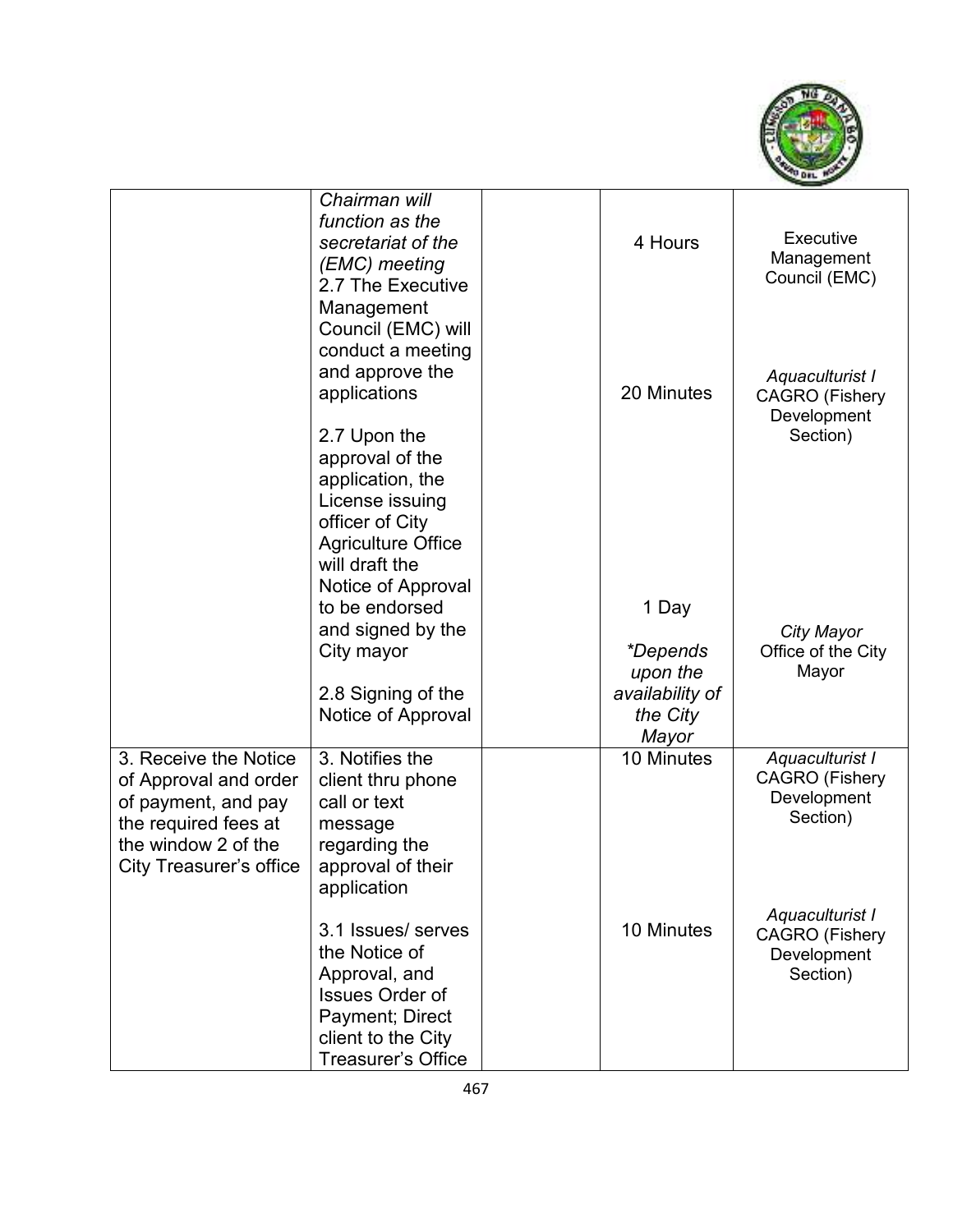| | | | | |
|---|---|---|---|---|
| | *Chairman will function as the secretariat of the (EMC) meeting* 2.7 The Executive Management Council (EMC) will conduct a meeting and approve the applications | | 4 Hours | Executive Management Council (EMC) |
| | 2.7 Upon the approval of the application, the License issuing officer of City Agriculture Office will draft the Notice of Approval to be endorsed and signed by the City mayor | | 20 Minutes | *Aquaculturist I* CAGRO (Fishery Development Section) |
| | 2.8 Signing of the Notice of Approval | | 1 Day *\*Depends upon the availability of the City Mayor* | *City Mayor* Office of the City Mayor |
| 3. Receive the Notice of Approval and order of payment, and pay the required fees at the window 2 of the City Treasurer's office | 3. Notifies the client thru phone call or text message regarding the approval of their application | | 10 Minutes | *Aquaculturist I* CAGRO (Fishery Development Section) |
| | 3.1 Issues/ serves the Notice of Approval, and Issues Order of Payment; Direct client to the City Treasurer's Office | | 10 Minutes | *Aquaculturist I* CAGRO (Fishery Development Section) |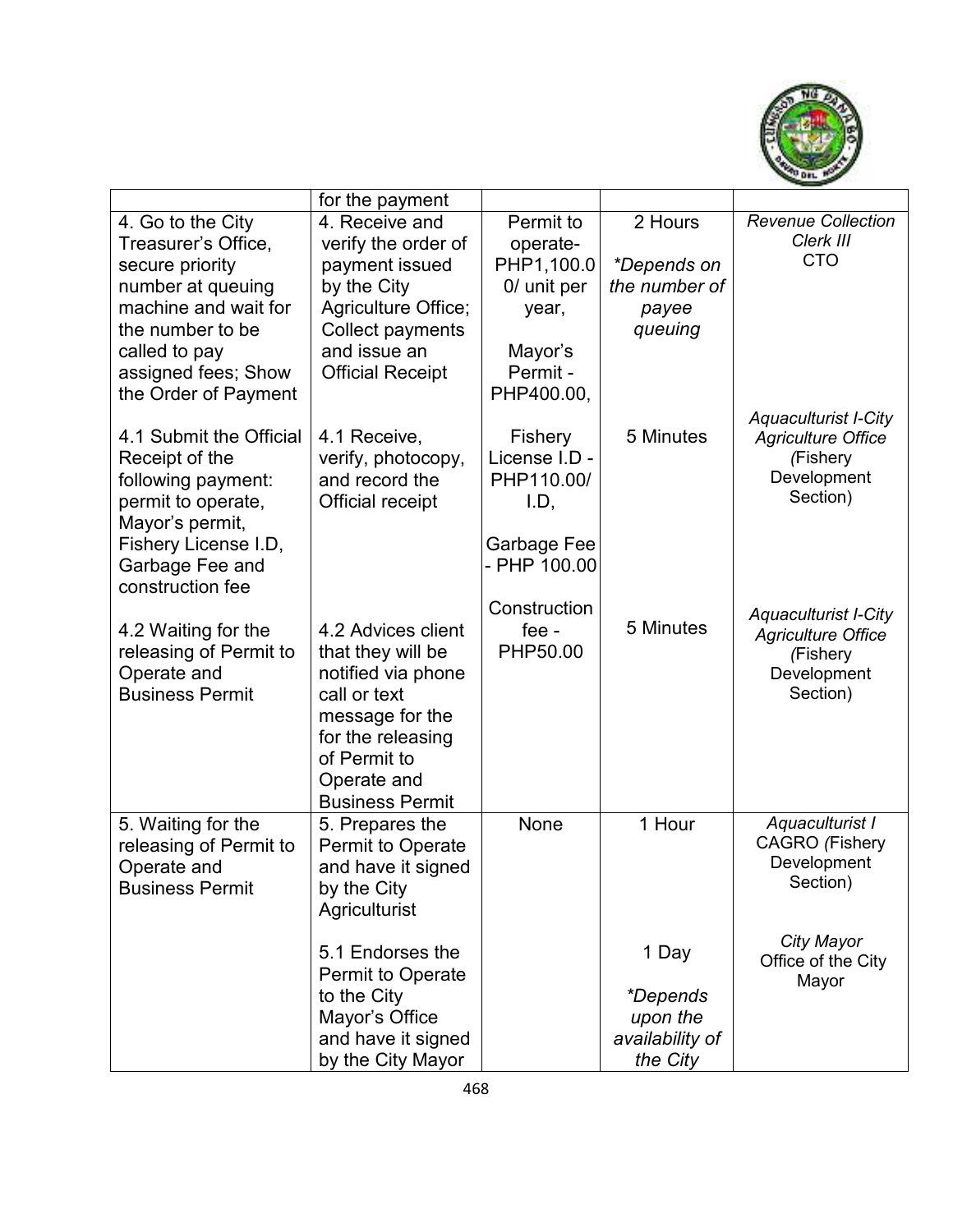| | | | | |
|---|---|---|---|---|
| | for the payment | | | |
| 4. Go to the City Treasurer's Office, secure priority number at queuing machine and wait for the number to be called to pay assigned fees; Show the Order of Payment<br><br>4.1 Submit the Official Receipt of the following payment: permit to operate, Mayor's permit, Fishery License I.D, Garbage Fee and construction fee<br><br>4.2 Waiting for the releasing of Permit to Operate and Business Permit | 4. Receive and verify the order of payment issued by the City Agriculture Office; Collect payments and issue an Official Receipt<br><br>4.1 Receive, verify, photocopy, and record the Official receipt<br><br>4.2 Advices client that they will be notified via phone call or text message for the for the releasing of Permit to Operate and Business Permit | Permit to operate- PHP1,100.00/ unit per year,<br><br>Mayor's Permit - PHP400.00,<br><br>Fishery License I.D - PHP110.00/ I.D,<br><br>Garbage Fee - PHP 100.00<br><br>Construction fee - PHP50.00 | 2 Hours<br><br>*\*Depends on the number of payee queuing*<br><br>5 Minutes<br><br>5 Minutes | *Revenue Collection Clerk III*<br>CTO<br><br>*Aquaculturist I-City Agriculture Office (*Fishery Development Section)<br><br>*Aquaculturist I-City Agriculture Office (*Fishery Development Section) |
| 5. Waiting for the releasing of Permit to Operate and Business Permit | 5. Prepares the Permit to Operate and have it signed by the City Agriculturist<br><br>5.1 Endorses the Permit to Operate to the City Mayor's Office and have it signed by the City Mayor | None | 1 Hour<br><br>1 Day<br><br>*\*Depends upon the availability of the City* | *Aquaculturist I*<br>CAGRO *(*Fishery Development Section)<br><br>*City Mayor*<br>Office of the City Mayor |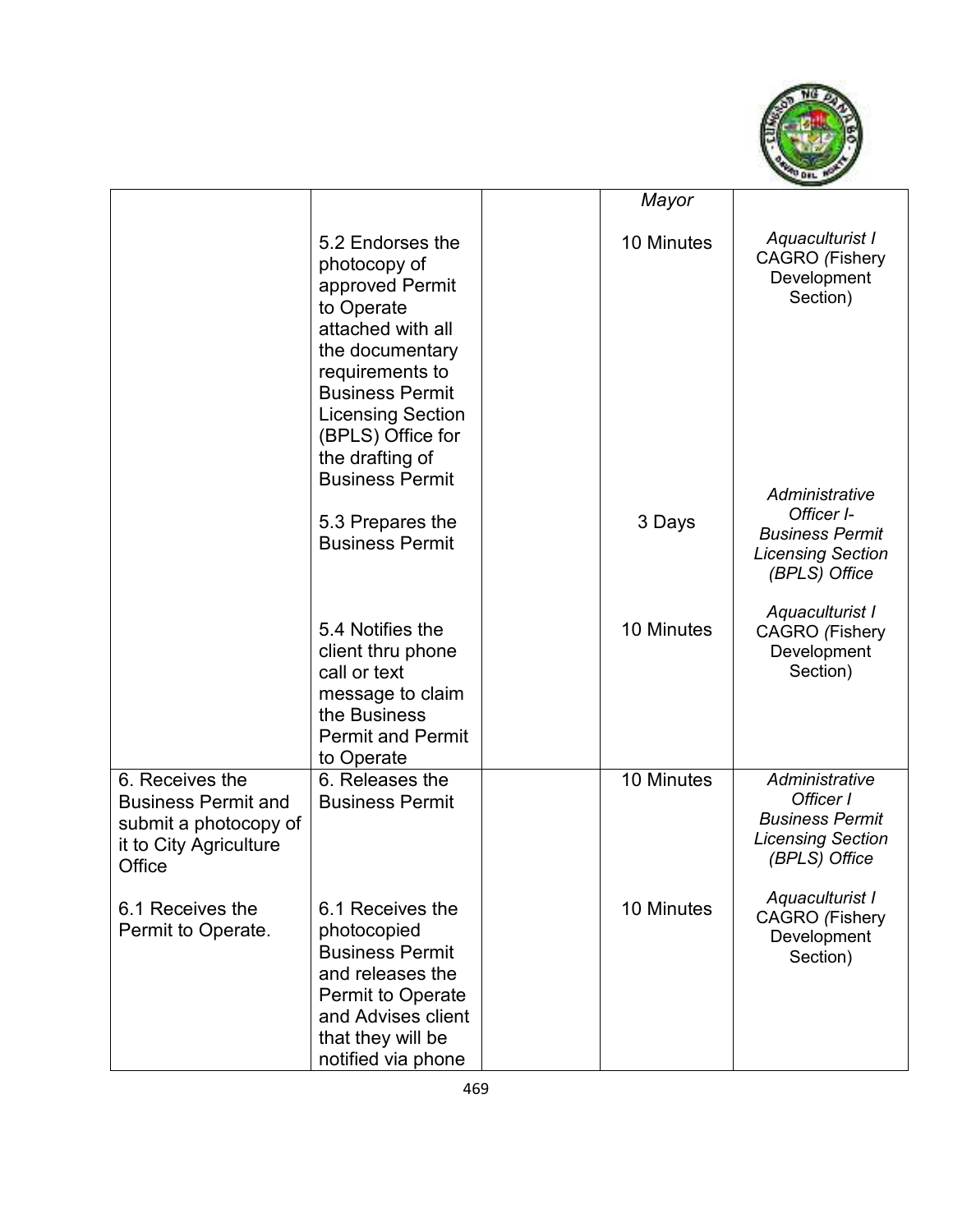| | | | | |
|---|---|---|---|---|
| | | | *Mayor* | |
| | 5.2 Endorses the photocopy of approved Permit to Operate attached with all the documentary requirements to Business Permit Licensing Section (BPLS) Office for the drafting of Business Permit | | 10 Minutes | *Aquaculturist I* CAGRO *(*Fishery Development Section) |
| | 5.3 Prepares the Business Permit | | 3 Days | *Administrative Officer I- Business Permit Licensing Section (BPLS) Office* |
| | 5.4 Notifies the client thru phone call or text message to claim the Business Permit and Permit to Operate | | 10 Minutes | *Aquaculturist I* CAGRO *(*Fishery Development Section) |
| 6. Receives the Business Permit and submit a photocopy of it to City Agriculture Office | 6. Releases the Business Permit | | 10 Minutes | *Administrative Officer I Business Permit Licensing Section (BPLS) Office* |
| 6.1 Receives the Permit to Operate. | 6.1 Receives the photocopied Business Permit and releases the Permit to Operate and Advises client that they will be notified via phone | | 10 Minutes | *Aquaculturist I* CAGRO *(*Fishery Development Section) |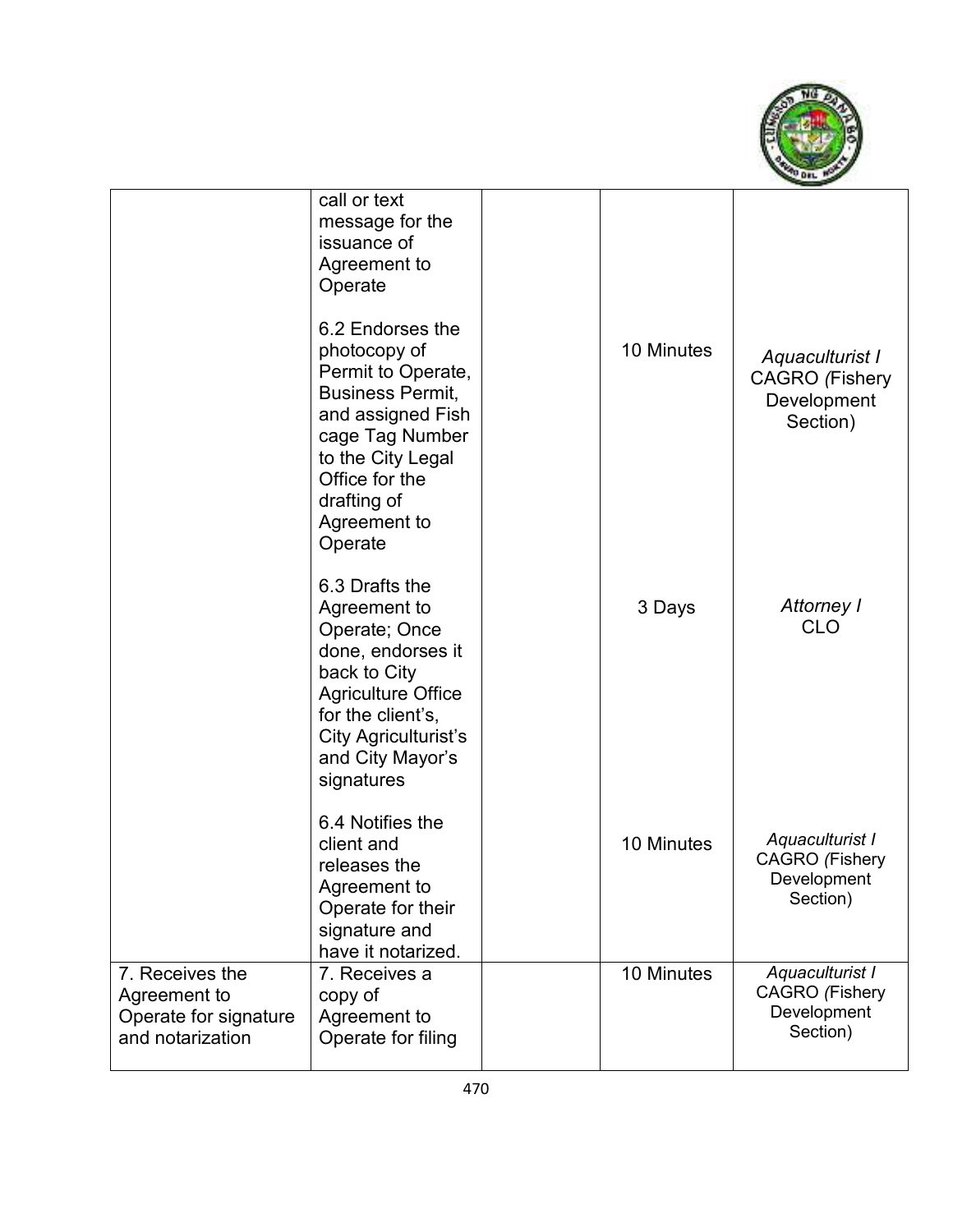| | | | | |
|---|---|---|---|---|
| | call or text message for the issuance of Agreement to Operate | | | |
| | 6.2 Endorses the photocopy of Permit to Operate, Business Permit, and assigned Fish cage Tag Number to the City Legal Office for the drafting of Agreement to Operate | | 10 Minutes | *Aquaculturist I* CAGRO *(*Fishery Development Section) |
| | 6.3 Drafts the Agreement to Operate; Once done, endorses it back to City Agriculture Office for the client's, City Agriculturist's and City Mayor's signatures | | 3 Days | *Attorney I* CLO |
| | 6.4 Notifies the client and releases the Agreement to Operate for their signature and have it notarized. | | 10 Minutes | *Aquaculturist I* CAGRO *(*Fishery Development Section) |
| 7. Receives the Agreement to Operate for signature and notarization | 7. Receives a copy of Agreement to Operate for filing | | 10 Minutes | *Aquaculturist I* CAGRO *(*Fishery Development Section) |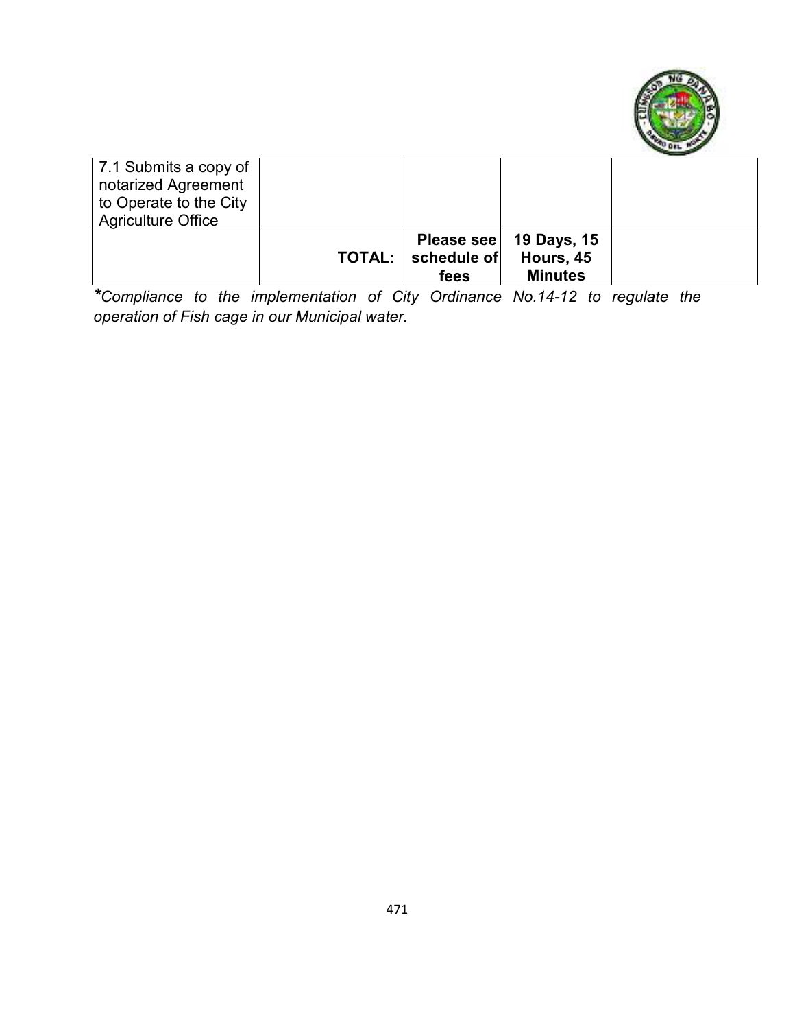| | | | | |
|---|---|---|---|---|
| 7.1 Submits a copy of notarized Agreement to Operate to the City Agriculture Office | | | | |
| | **TOTAL:** | **Please see schedule of fees** | **19 Days, 15 Hours, 45 Minutes** | |

***Compliance to the implementation of City Ordinance No.14-12 to regulate the operation of Fish cage in our Municipal water.***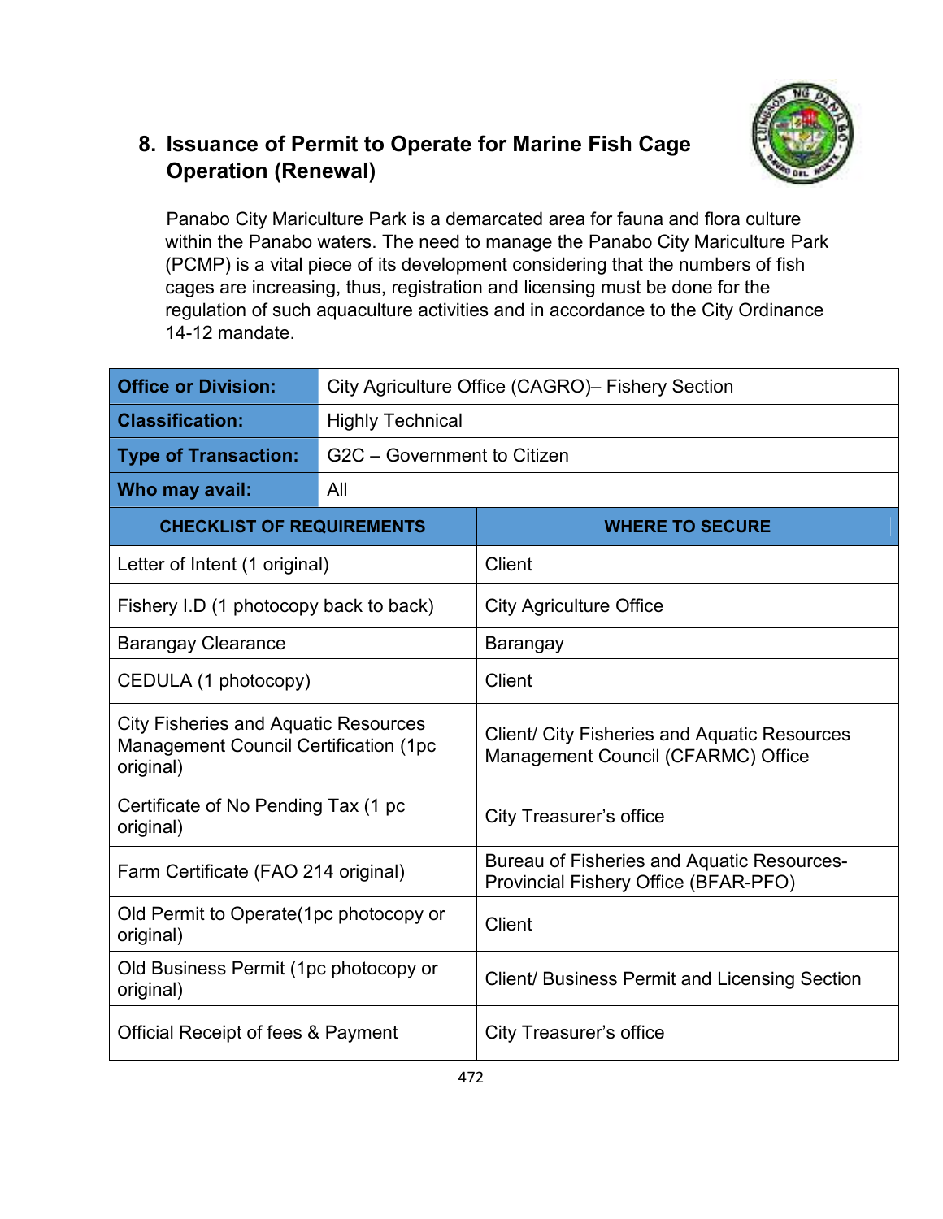## 8. Issuance of Permit to Operate for Marine Fish Cage Operation (Renewal)

Panabo City Mariculture Park is a demarcated area for fauna and flora culture within the Panabo waters. The need to manage the Panabo City Mariculture Park (PCMP) is a vital piece of its development considering that the numbers of fish cages are increasing, thus, registration and licensing must be done for the regulation of such aquaculture activities and in accordance to the City Ordinance 14-12 mandate.

| **Office or Division:** | City Agriculture Office (CAGRO)– Fishery Section |
|---|---|
| **Classification:** | Highly Technical |
| **Type of Transaction:** | G2C – Government to Citizen |
| **Who may avail:** | All |

| **CHECKLIST OF REQUIREMENTS** | **WHERE TO SECURE** |
|---|---|
| Letter of Intent (1 original) | Client |
| Fishery I.D (1 photocopy back to back) | City Agriculture Office |
| Barangay Clearance | Barangay |
| CEDULA (1 photocopy) | Client |
| City Fisheries and Aquatic Resources Management Council Certification (1pc original) | Client/ City Fisheries and Aquatic Resources Management Council (CFARMC) Office |
| Certificate of No Pending Tax (1 pc original) | City Treasurer's office |
| Farm Certificate (FAO 214 original) | Bureau of Fisheries and Aquatic Resources-Provincial Fishery Office (BFAR-PFO) |
| Old Permit to Operate(1pc photocopy or original) | Client |
| Old Business Permit (1pc photocopy or original) | Client/ Business Permit and Licensing Section |
| Official Receipt of fees & Payment | City Treasurer's office |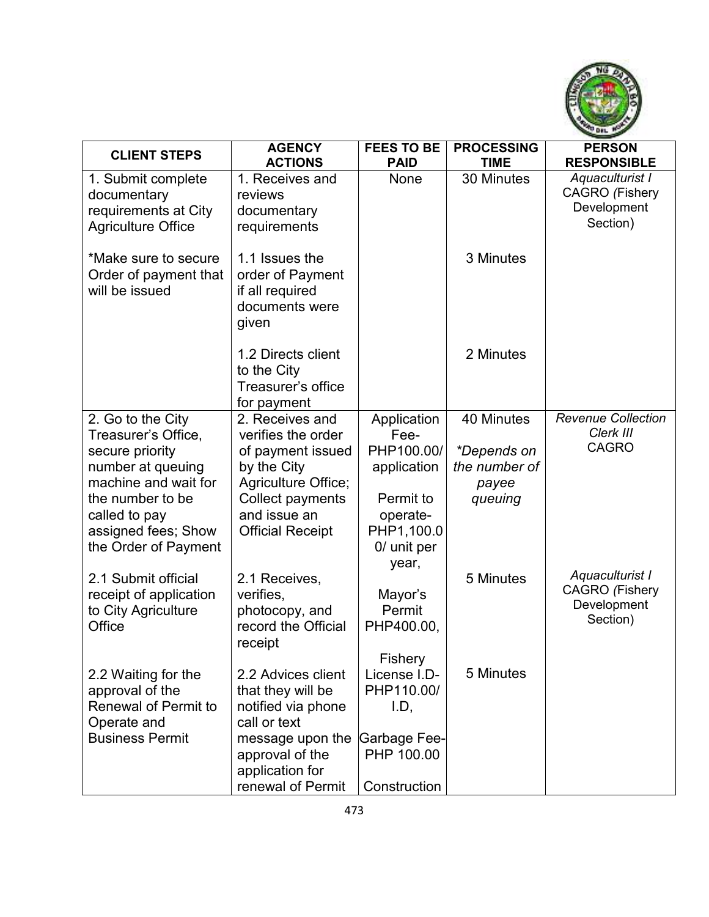| CLIENT STEPS | AGENCY ACTIONS | FEES TO BE PAID | PROCESSING TIME | PERSON RESPONSIBLE |
|---|---|---|---|---|
| 1. Submit complete documentary requirements at City Agriculture Office | 1. Receives and reviews documentary requirements | None | 30 Minutes | *Aquaculturist I* CAGRO (Fishery Development Section) |
| *Make sure to secure Order of payment that will be issued | 1.1 Issues the order of Payment if all required documents were given | | 3 Minutes | |
| | 1.2 Directs client to the City Treasurer's office for payment | | 2 Minutes | |
| 2. Go to the City Treasurer's Office, secure priority number at queuing machine and wait for the number to be called to pay assigned fees; Show the Order of Payment | 2. Receives and verifies the order of payment issued by the City Agriculture Office; Collect payments and issue an Official Receipt | Application Fee- PHP100.00/ application<br><br>Permit to operate- PHP1,100.00/ unit per year,<br><br>Mayor's Permit PHP400.00,<br><br>Fishery License I.D- PHP110.00/ I.D,<br><br>Garbage Fee- PHP 100.00<br><br>Construction | 40 Minutes<br><br>*\*Depends on the number of payee queuing* | *Revenue Collection Clerk III* CAGRO |
| 2.1 Submit official receipt of application to City Agriculture Office | 2.1 Receives, verifies, photocopy, and record the Official receipt | | 5 Minutes | *Aquaculturist I* CAGRO *(*Fishery Development Section) |
| 2.2 Waiting for the approval of the Renewal of Permit to Operate and Business Permit | 2.2 Advices client that they will be notified via phone call or text message upon the approval of the application for renewal of Permit | | 5 Minutes | |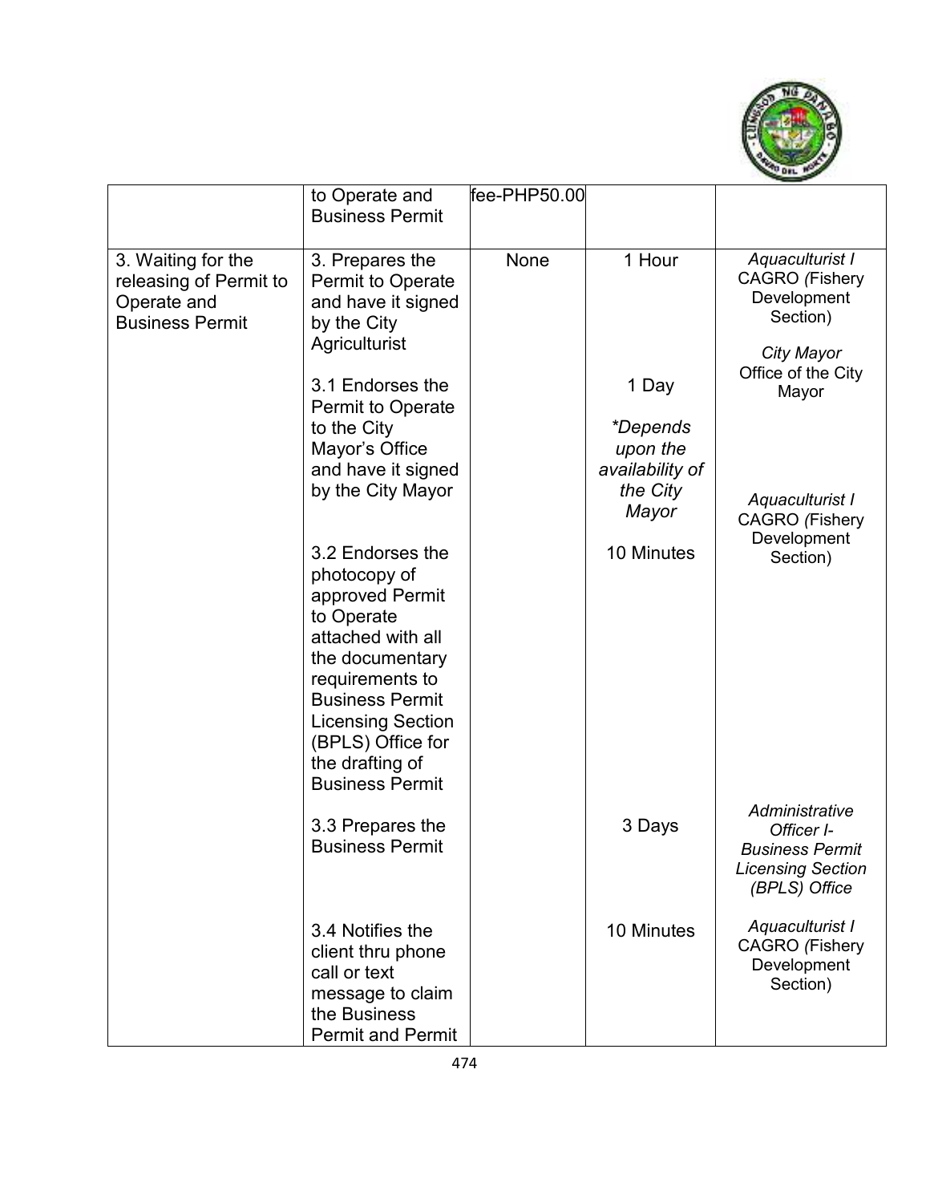|  | to Operate and Business Permit | fee-PHP50.00 |  |  |
|---|---|---|---|---|
| 3. Waiting for the releasing of Permit to Operate and Business Permit | 3. Prepares the Permit to Operate and have it signed by the City Agriculturist | None | 1 Hour | *Aquaculturist I* CAGRO *(*Fishery Development Section) |
|  | 3.1 Endorses the Permit to Operate to the City Mayor's Office and have it signed by the City Mayor |  | 1 Day<br><br>*\*Depends upon the availability of the City Mayor* | *City Mayor* Office of the City Mayor |
|  | 3.2 Endorses the photocopy of approved Permit to Operate attached with all the documentary requirements to Business Permit Licensing Section (BPLS) Office for the drafting of Business Permit |  | 10 Minutes | *Aquaculturist I* CAGRO *(*Fishery Development Section) |
|  | 3.3 Prepares the Business Permit |  | 3 Days | *Administrative Officer I- Business Permit Licensing Section (BPLS) Office* |
|  | 3.4 Notifies the client thru phone call or text message to claim the Business Permit and Permit |  | 10 Minutes | *Aquaculturist I* CAGRO *(*Fishery Development Section) |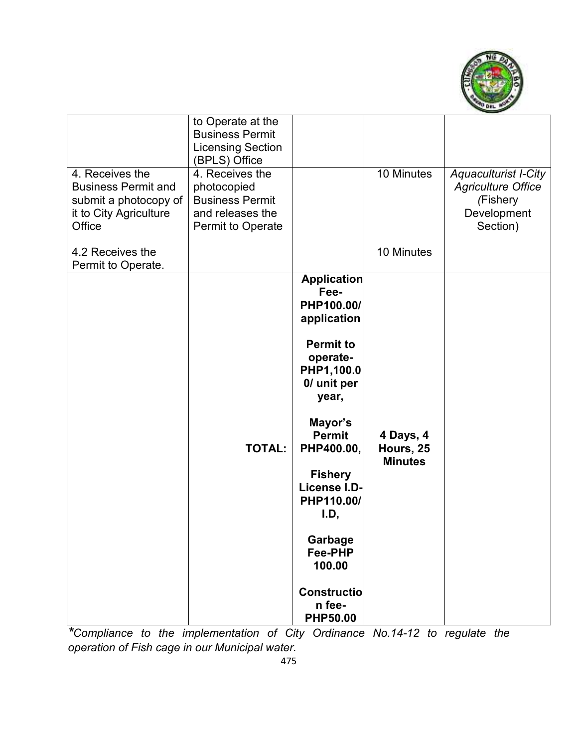| | | | | |
|---|---|---|---|---|
| | to Operate at the Business Permit Licensing Section (BPLS) Office | | | |
| 4. Receives the Business Permit and submit a photocopy of it to City Agriculture Office<br><br>4.2 Receives the Permit to Operate. | 4. Receives the photocopied Business Permit and releases the Permit to Operate | | 10 Minutes<br><br>10 Minutes | *Aquaculturist I-City Agriculture Office (*Fishery Development Section) |
| | **TOTAL:** | **Application Fee-PHP100.00/ application**<br><br>**Permit to operate-PHP1,100.00/ unit per year,**<br><br>**Mayor's Permit PHP400.00,**<br><br>**Fishery License I.D-PHP110.00/ I.D,**<br><br>**Garbage Fee-PHP 100.00**<br><br>**Construction fee-PHP50.00** | **4 Days, 4 Hours, 25 Minutes** | |

***Compliance to the implementation of City Ordinance No.14-12 to regulate the operation of Fish cage in our Municipal water.*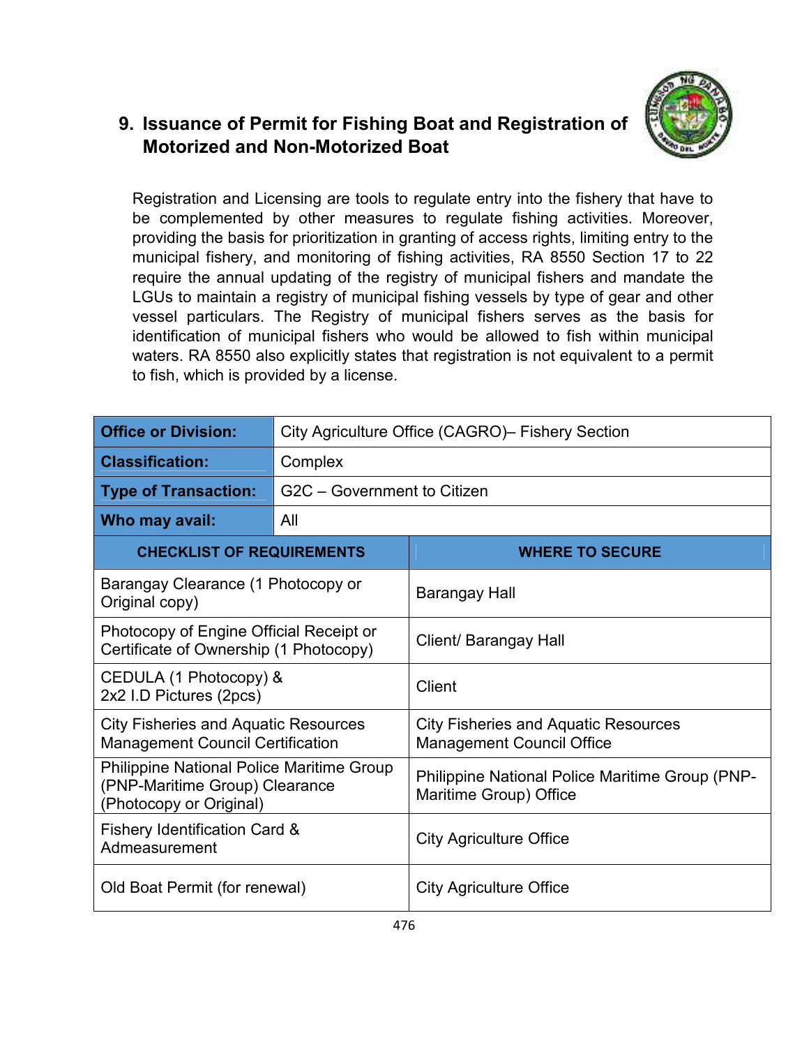## 9. Issuance of Permit for Fishing Boat and Registration of Motorized and Non-Motorized Boat

Registration and Licensing are tools to regulate entry into the fishery that have to be complemented by other measures to regulate fishing activities. Moreover, providing the basis for prioritization in granting of access rights, limiting entry to the municipal fishery, and monitoring of fishing activities, RA 8550 Section 17 to 22 require the annual updating of the registry of municipal fishers and mandate the LGUs to maintain a registry of municipal fishing vessels by type of gear and other vessel particulars. The Registry of municipal fishers serves as the basis for identification of municipal fishers who would be allowed to fish within municipal waters. RA 8550 also explicitly states that registration is not equivalent to a permit to fish, which is provided by a license.

| **Office or Division:** | City Agriculture Office (CAGRO)– Fishery Section |
|---|---|
| **Classification:** | Complex |
| **Type of Transaction:** | G2C – Government to Citizen |
| **Who may avail:** | All |

| **CHECKLIST OF REQUIREMENTS** | **WHERE TO SECURE** |
|---|---|
| Barangay Clearance (1 Photocopy or Original copy) | Barangay Hall |
| Photocopy of Engine Official Receipt or Certificate of Ownership (1 Photocopy) | Client/ Barangay Hall |
| CEDULA (1 Photocopy) & 2x2 I.D Pictures (2pcs) | Client |
| City Fisheries and Aquatic Resources Management Council Certification | City Fisheries and Aquatic Resources Management Council Office |
| Philippine National Police Maritime Group (PNP-Maritime Group) Clearance (Photocopy or Original) | Philippine National Police Maritime Group (PNP-Maritime Group) Office |
| Fishery Identification Card & Admeasurement | City Agriculture Office |
| Old Boat Permit (for renewal) | City Agriculture Office |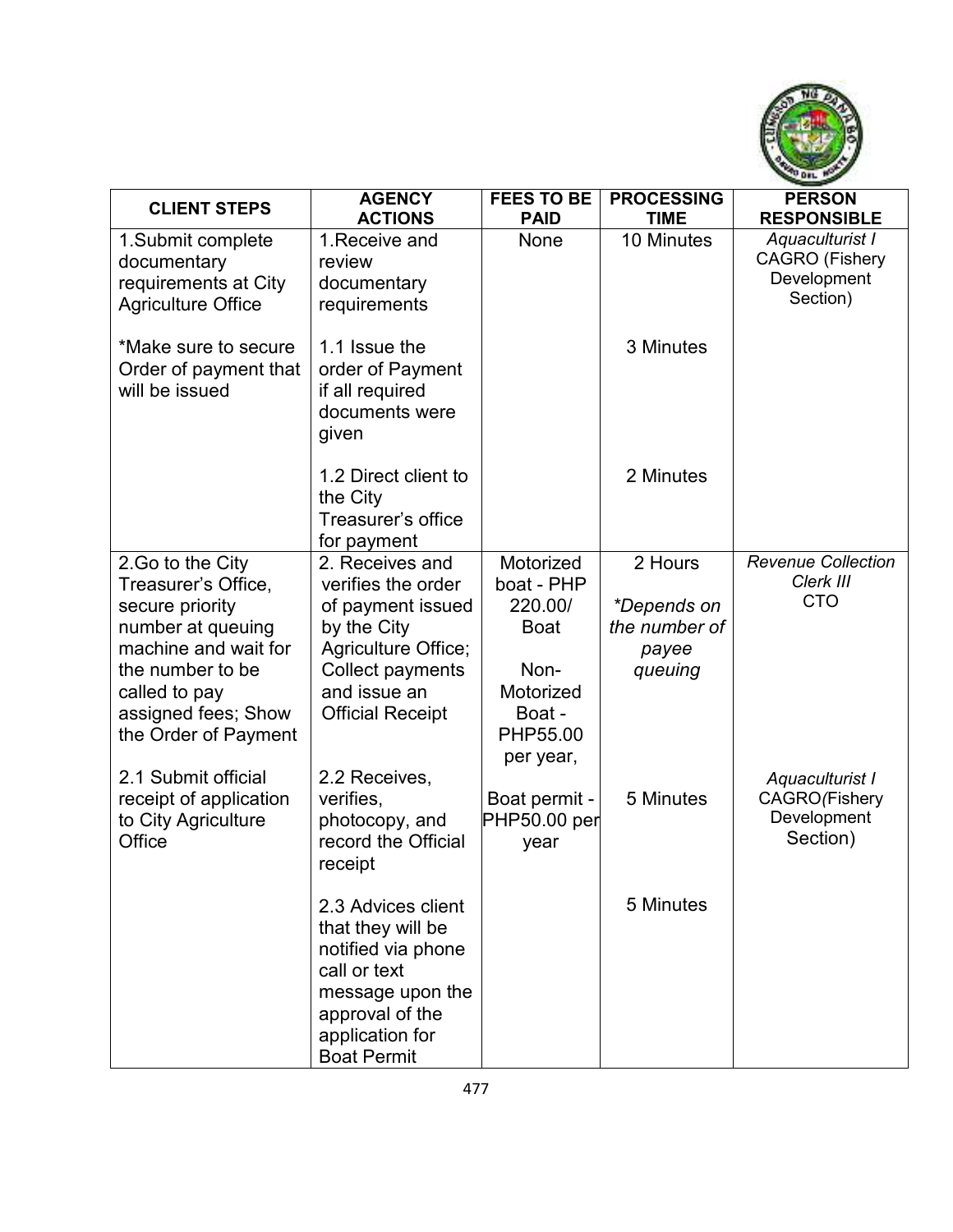| CLIENT STEPS | AGENCY ACTIONS | FEES TO BE PAID | PROCESSING TIME | PERSON RESPONSIBLE |
|---|---|---|---|---|
| 1.Submit complete documentary requirements at City Agriculture Office<br><br>*Make sure to secure Order of payment that will be issued | 1.Receive and review documentary requirements | None | 10 Minutes | *Aquaculturist I* CAGRO (Fishery Development Section) |
| | 1.1 Issue the order of Payment if all required documents were given | | 3 Minutes | |
| | 1.2 Direct client to the City Treasurer's office for payment | | 2 Minutes | |
| 2.Go to the City Treasurer's Office, secure priority number at queuing machine and wait for the number to be called to pay assigned fees; Show the Order of Payment | 2. Receives and verifies the order of payment issued by the City Agriculture Office; Collect payments and issue an Official Receipt | Motorized boat - PHP 220.00/ Boat<br><br>Non-Motorized Boat - PHP55.00 per year, | 2 Hours<br><br>*\*Depends on the number of payee queuing* | *Revenue Collection Clerk III* CTO |
| 2.1 Submit official receipt of application to City Agriculture Office | 2.2 Receives, verifies, photocopy, and record the Official receipt | Boat permit - PHP50.00 per year | 5 Minutes | *Aquaculturist I* CAGRO*(*Fishery Development Section) |
| | 2.3 Advices client that they will be notified via phone call or text message upon the approval of the application for Boat Permit | | 5 Minutes | |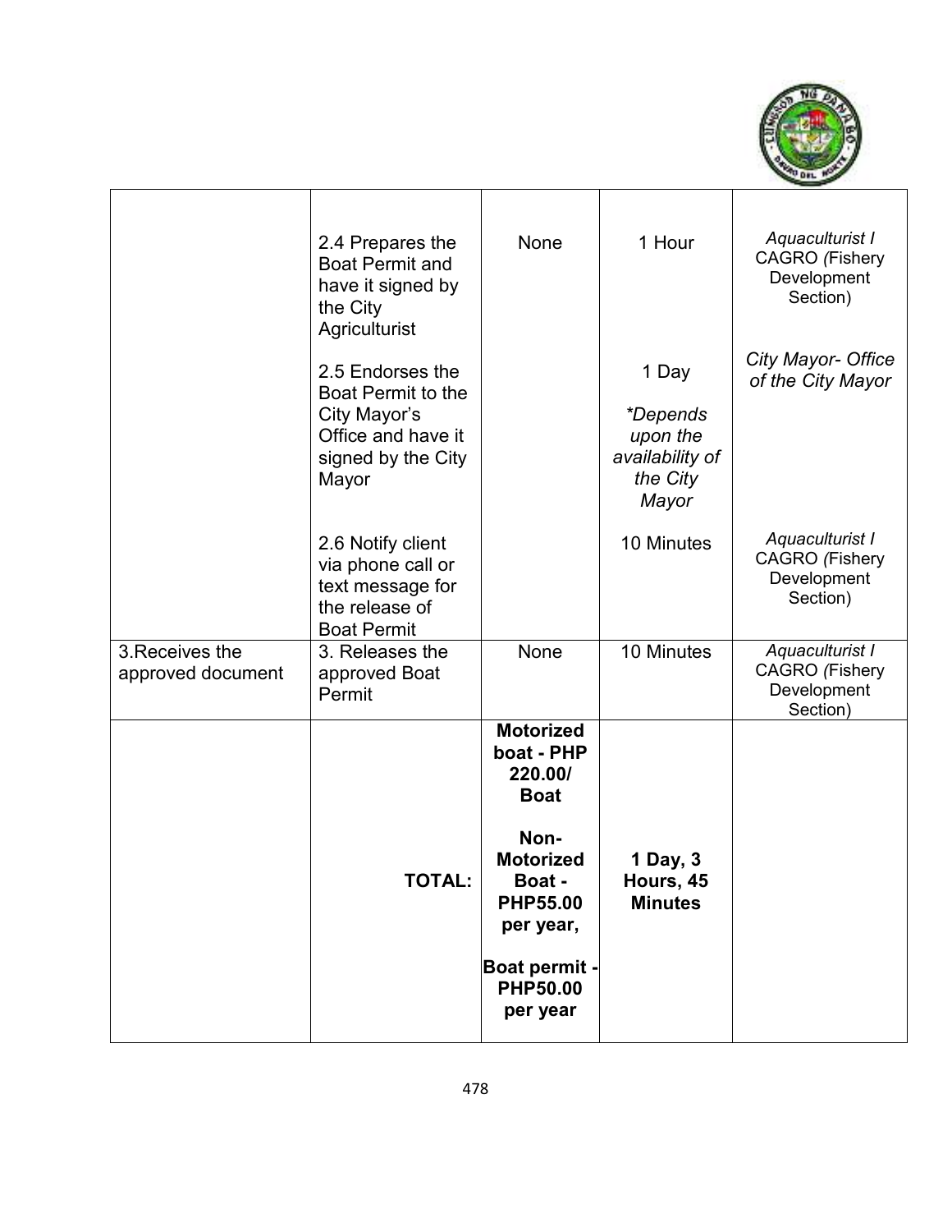| | | | | |
|---|---|---|---|---|
| | 2.4 Prepares the Boat Permit and have it signed by the City Agriculturist<br><br>2.5 Endorses the Boat Permit to the City Mayor's Office and have it signed by the City Mayor<br><br>2.6 Notify client via phone call or text message for the release of Boat Permit | None | 1 Hour<br><br>1 Day<br>*\*Depends upon the availability of the City Mayor*<br><br>10 Minutes | *Aquaculturist I* CAGRO *(*Fishery Development Section)<br><br>*City Mayor- Office of the City Mayor*<br><br>*Aquaculturist I* CAGRO *(*Fishery Development Section) |
| 3.Receives the approved document | 3. Releases the approved Boat Permit | None | 10 Minutes | *Aquaculturist I* CAGRO *(*Fishery Development Section) |
| | **TOTAL:** | **Motorized boat - PHP 220.00/ Boat**<br><br>**Non-Motorized Boat - PHP55.00 per year,**<br><br>**Boat permit - PHP50.00 per year** | **1 Day, 3 Hours, 45 Minutes** | |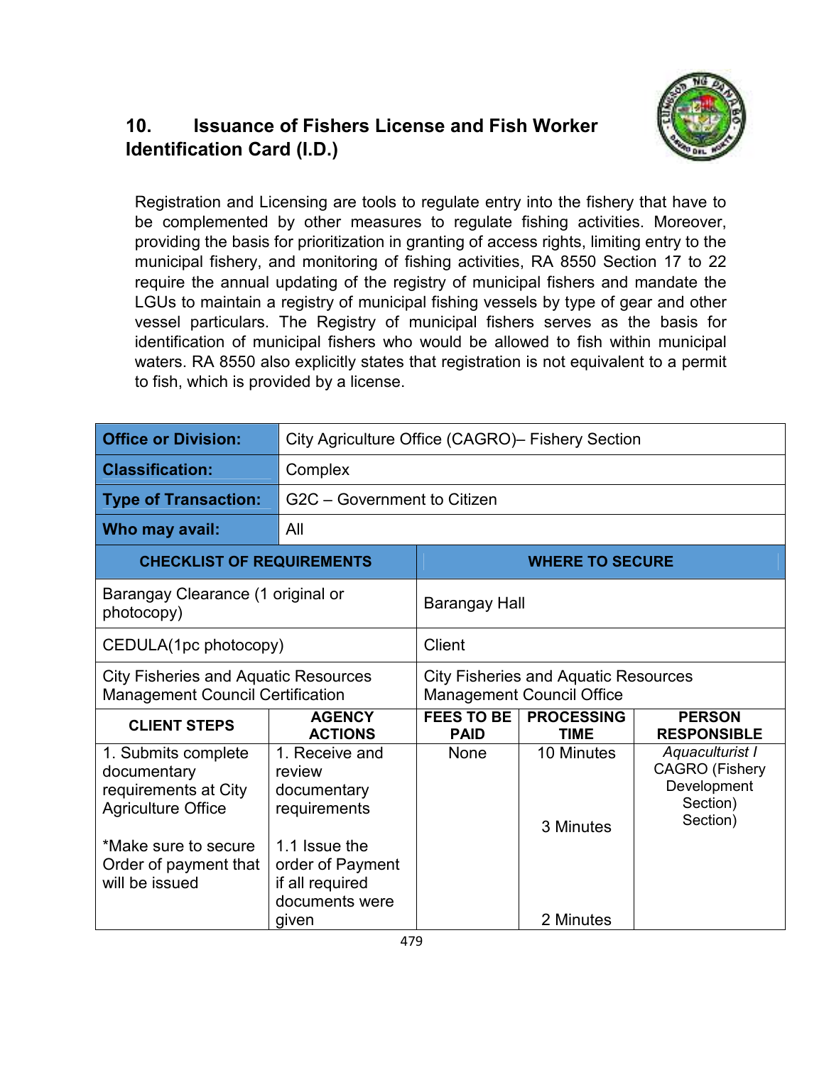## 10. Issuance of Fishers License and Fish Worker Identification Card (I.D.)

Registration and Licensing are tools to regulate entry into the fishery that have to be complemented by other measures to regulate fishing activities. Moreover, providing the basis for prioritization in granting of access rights, limiting entry to the municipal fishery, and monitoring of fishing activities, RA 8550 Section 17 to 22 require the annual updating of the registry of municipal fishers and mandate the LGUs to maintain a registry of municipal fishing vessels by type of gear and other vessel particulars. The Registry of municipal fishers serves as the basis for identification of municipal fishers who would be allowed to fish within municipal waters. RA 8550 also explicitly states that registration is not equivalent to a permit to fish, which is provided by a license.

| **Office or Division:** | City Agriculture Office (CAGRO)– Fishery Section |
|---|---|
| **Classification:** | Complex |
| **Type of Transaction:** | G2C – Government to Citizen |
| **Who may avail:** | All |

| **CHECKLIST OF REQUIREMENTS** | **WHERE TO SECURE** |
|---|---|
| Barangay Clearance (1 original or photocopy) | Barangay Hall |
| CEDULA(1pc photocopy) | Client |
| City Fisheries and Aquatic Resources Management Council Certification | City Fisheries and Aquatic Resources Management Council Office |

| **CLIENT STEPS** | **AGENCY ACTIONS** | **FEES TO BE PAID** | **PROCESSING TIME** | **PERSON RESPONSIBLE** |
|---|---|---|---|---|
| 1. Submits complete documentary requirements at City Agriculture Office<br><br>*Make sure to secure Order of payment that will be issued | 1. Receive and review documentary requirements<br><br>1.1 Issue the order of Payment if all required documents were given | None | 10 Minutes<br><br>3 Minutes<br><br>2 Minutes | *Aquaculturist I*<br>CAGRO (Fishery Development Section)<br>Section) |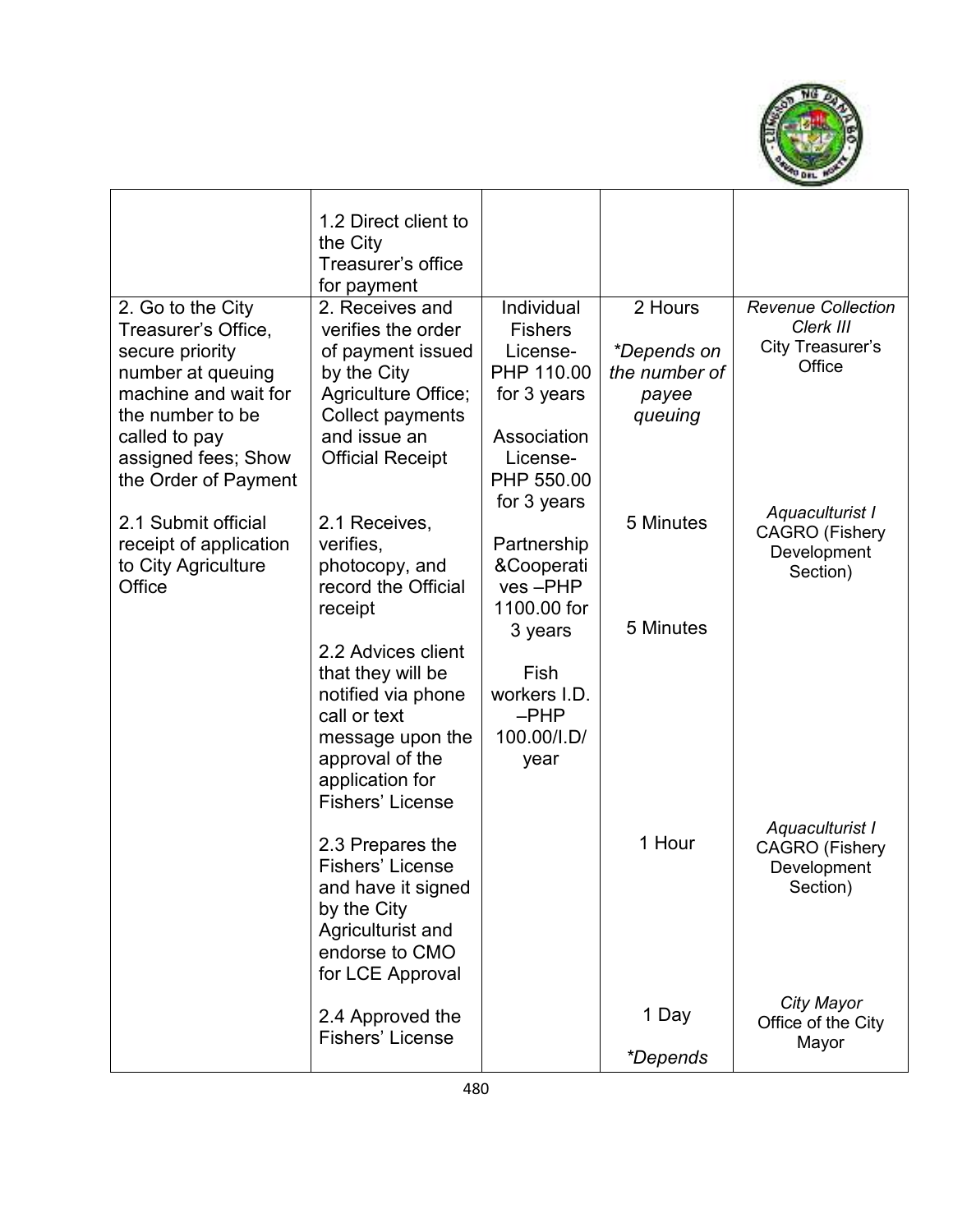| | | | | |
|---|---|---|---|---|
| | 1.2 Direct client to the City Treasurer's office for payment | | | |
| 2. Go to the City Treasurer's Office, secure priority number at queuing machine and wait for the number to be called to pay assigned fees; Show the Order of Payment | 2. Receives and verifies the order of payment issued by the City Agriculture Office; Collect payments and issue an Official Receipt | Individual Fishers License- PHP 110.00 for 3 years<br><br>Association License- PHP 550.00 for 3 years<br><br>Partnership &Cooperatives –PHP 1100.00 for 3 years<br><br>Fish workers I.D. –PHP 100.00/I.D/ year | 2 Hours<br><br>*\*Depends on the number of payee queuing* | *Revenue Collection Clerk III*<br>City Treasurer's Office |
| 2.1 Submit official receipt of application to City Agriculture Office | 2.1 Receives, verifies, photocopy, and record the Official receipt | | 5 Minutes | *Aquaculturist I*<br>CAGRO (Fishery Development Section) |
| | 2.2 Advices client that they will be notified via phone call or text message upon the approval of the application for Fishers' License | | 5 Minutes | |
| | 2.3 Prepares the Fishers' License and have it signed by the City Agriculturist and endorse to CMO for LCE Approval | | 1 Hour | *Aquaculturist I*<br>CAGRO (Fishery Development Section) |
| | 2.4 Approved the Fishers' License | | 1 Day<br><br>*\*Depends* | *City Mayor*<br>Office of the City Mayor |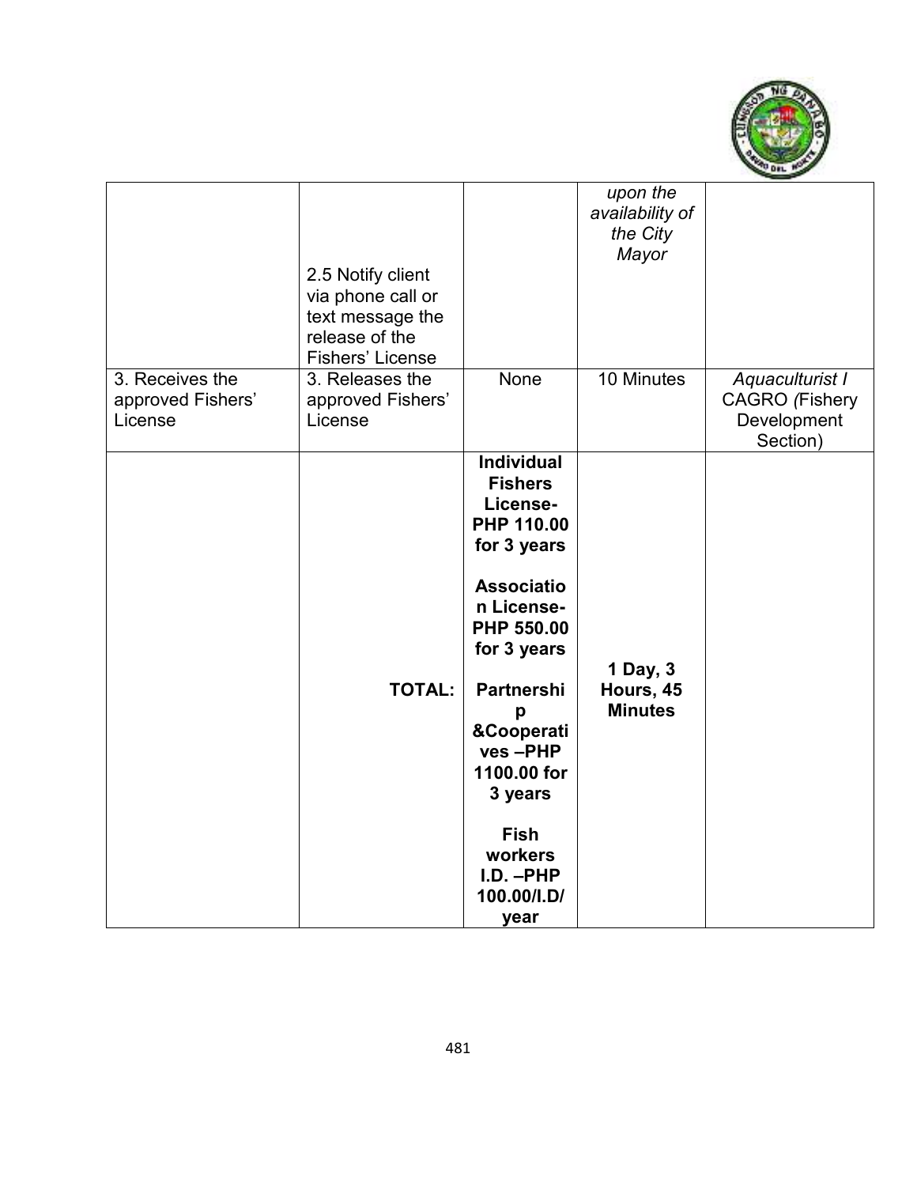| | | | | |
|---|---|---|---|---|
| | 2.5 Notify client via phone call or text message the release of the Fishers' License | | *upon the availability of the City Mayor* | |
| 3. Receives the approved Fishers' License | 3. Releases the approved Fishers' License | None | 10 Minutes | *Aquaculturist I* CAGRO *(*Fishery Development Section) |
| | **TOTAL:** | **Individual Fishers License- PHP 110.00 for 3 years**<br><br>**Association License- PHP 550.00 for 3 years**<br><br>**Partnership &Cooperatives –PHP 1100.00 for 3 years**<br><br>**Fish workers I.D. –PHP 100.00/I.D/ year** | **1 Day, 3 Hours, 45 Minutes** | |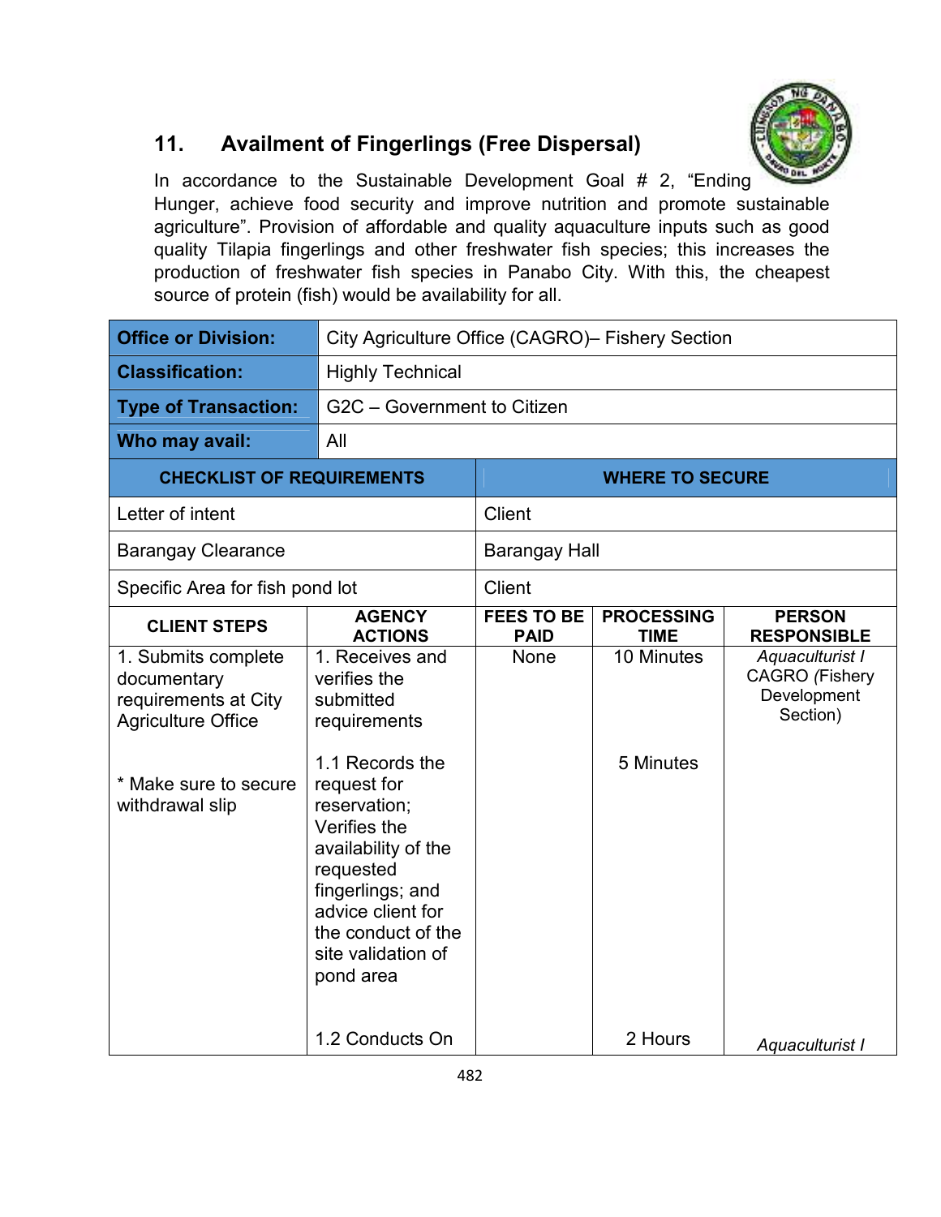## 11. Availment of Fingerlings (Free Dispersal)

In accordance to the Sustainable Development Goal # 2, "Ending Hunger, achieve food security and improve nutrition and promote sustainable agriculture". Provision of affordable and quality aquaculture inputs such as good quality Tilapia fingerlings and other freshwater fish species; this increases the production of freshwater fish species in Panabo City. With this, the cheapest source of protein (fish) would be availability for all.

| **Office or Division:** | City Agriculture Office (CAGRO)– Fishery Section |
|---|---|
| **Classification:** | Highly Technical |
| **Type of Transaction:** | G2C – Government to Citizen |
| **Who may avail:** | All |

| CHECKLIST OF REQUIREMENTS | WHERE TO SECURE |
|---|---|
| Letter of intent | Client |
| Barangay Clearance | Barangay Hall |
| Specific Area for fish pond lot | Client |

| CLIENT STEPS | AGENCY ACTIONS | FEES TO BE PAID | PROCESSING TIME | PERSON RESPONSIBLE |
|---|---|---|---|---|
| 1. Submits complete documentary requirements at City Agriculture Office<br><br>* Make sure to secure withdrawal slip | 1. Receives and verifies the submitted requirements | None | 10 Minutes | *Aquaculturist I* CAGRO (Fishery Development Section) |
| | 1.1 Records the request for reservation; Verifies the availability of the requested fingerlings; and advice client for the conduct of the site validation of pond area | | 5 Minutes | |
| | 1.2 Conducts On | | 2 Hours | *Aquaculturist I* |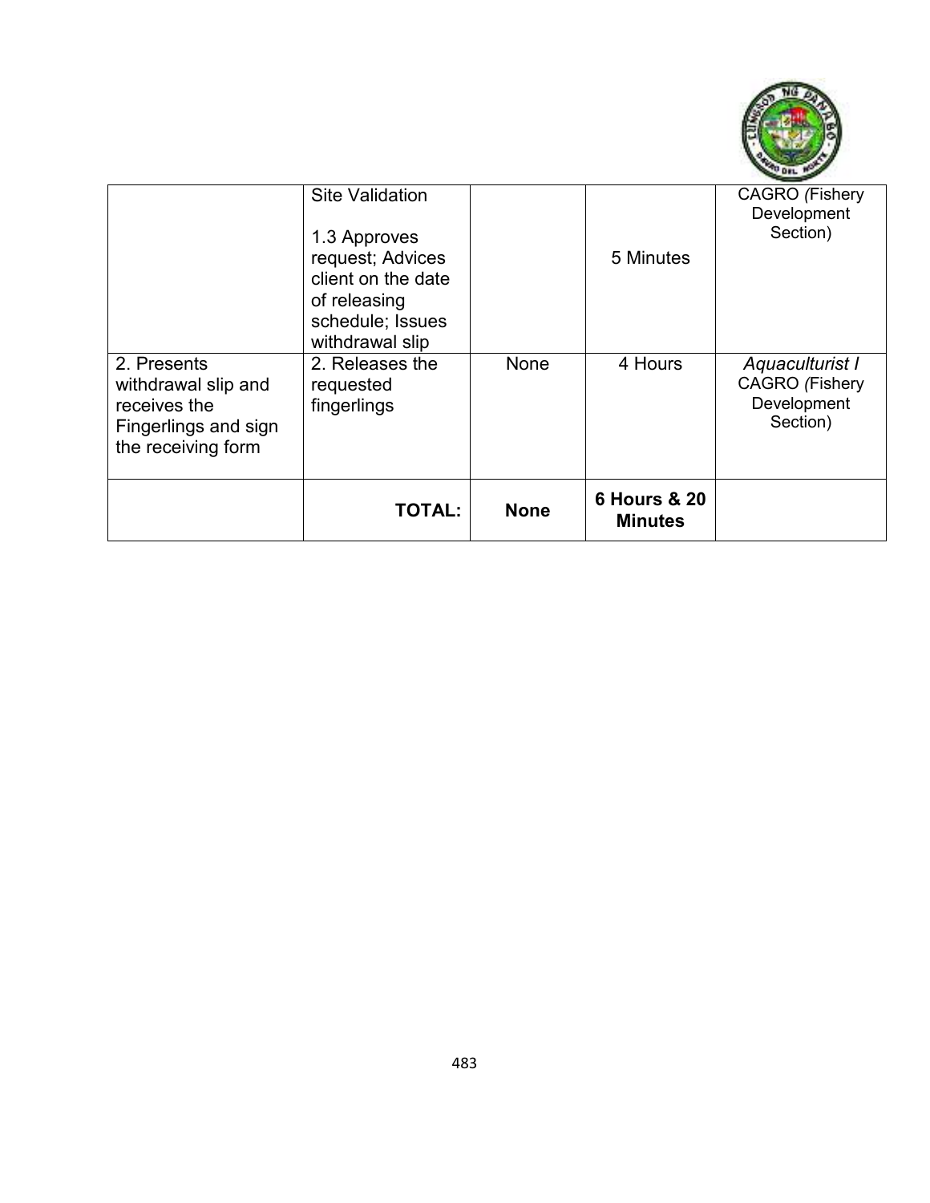| | | | | |
|---|---|---|---|---|
| | Site Validation<br><br>1.3 Approves request; Advices client on the date of releasing schedule; Issues withdrawal slip | | 5 Minutes | CAGRO (Fishery Development Section) |
| 2. Presents withdrawal slip and receives the Fingerlings and sign the receiving form | 2. Releases the requested fingerlings | None | 4 Hours | *Aquaculturist I* CAGRO (Fishery Development Section) |
| | **TOTAL:** | **None** | **6 Hours & 20 Minutes** | |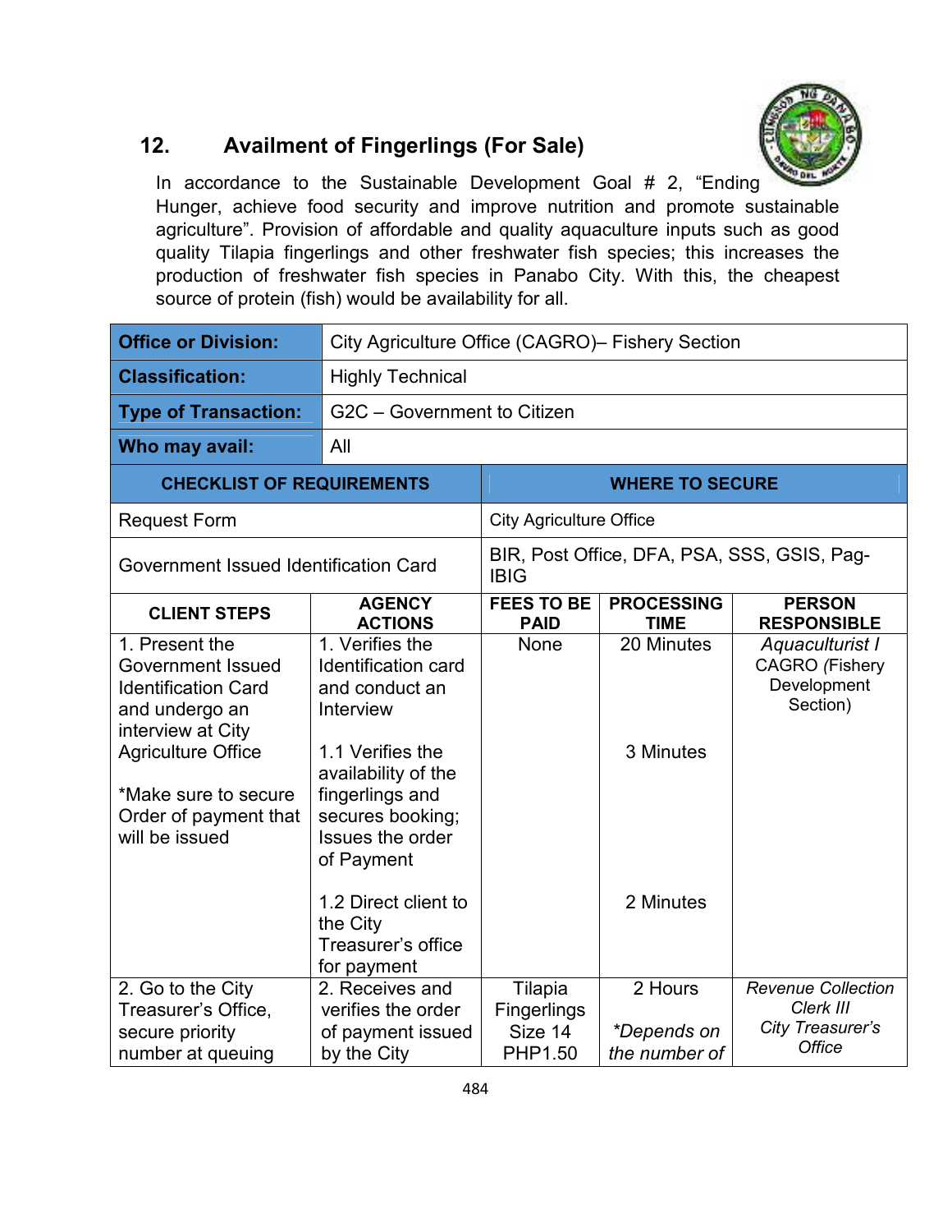## 12. Availment of Fingerlings (For Sale)

In accordance to the Sustainable Development Goal # 2, "Ending Hunger, achieve food security and improve nutrition and promote sustainable agriculture". Provision of affordable and quality aquaculture inputs such as good quality Tilapia fingerlings and other freshwater fish species; this increases the production of freshwater fish species in Panabo City. With this, the cheapest source of protein (fish) would be availability for all.

| **Office or Division:** | City Agriculture Office (CAGRO)– Fishery Section |
|---|---|
| **Classification:** | Highly Technical |
| **Type of Transaction:** | G2C – Government to Citizen |
| **Who may avail:** | All |

| CHECKLIST OF REQUIREMENTS | WHERE TO SECURE |
|---|---|
| Request Form | City Agriculture Office |
| Government Issued Identification Card | BIR, Post Office, DFA, PSA, SSS, GSIS, Pag-IBIG |

| CLIENT STEPS | AGENCY ACTIONS | FEES TO BE PAID | PROCESSING TIME | PERSON RESPONSIBLE |
|---|---|---|---|---|
| 1. Present the Government Issued Identification Card and undergo an interview at City Agriculture Office<br><br>*Make sure to secure Order of payment that will be issued | 1. Verifies the Identification card and conduct an Interview | None | 20 Minutes | *Aquaculturist I* CAGRO (*Fishery* Development Section) |
| | 1.1 Verifies the availability of the fingerlings and secures booking; Issues the order of Payment | | 3 Minutes | |
| | 1.2 Direct client to the City Treasurer's office for payment | | 2 Minutes | |
| 2. Go to the City Treasurer's Office, secure priority number at queuing | 2. Receives and verifies the order of payment issued by the City | Tilapia Fingerlings Size 14 PHP1.50 | 2 Hours<br><br>*\*Depends on the number of* | *Revenue Collection Clerk III* *City Treasurer's Office* |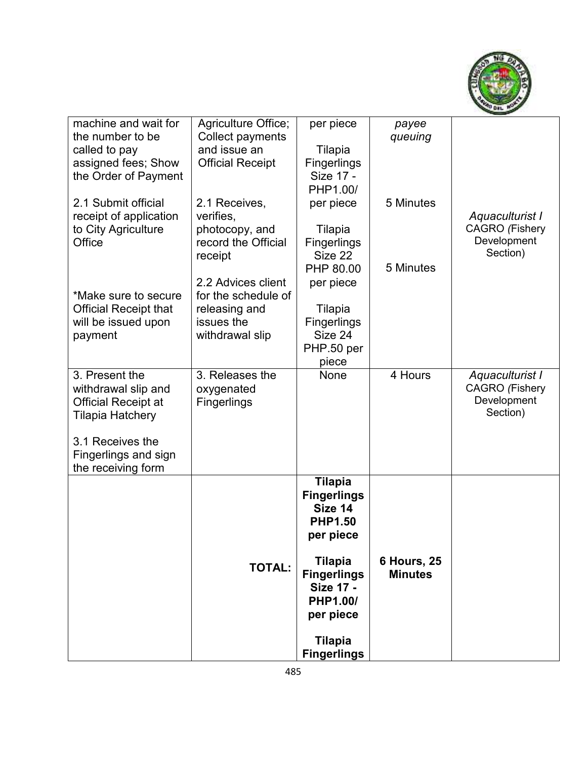| | | | | |
|---|---|---|---|---|
| machine and wait for the number to be called to pay assigned fees; Show the Order of Payment<br><br>2.1 Submit official receipt of application to City Agriculture Office<br><br>*Make sure to secure Official Receipt that will be issued upon payment | Agriculture Office; Collect payments and issue an Official Receipt<br><br>2.1 Receives, verifies, photocopy, and record the Official receipt<br><br>2.2 Advices client for the schedule of releasing and issues the withdrawal slip | per piece<br><br>Tilapia Fingerlings Size 17 - PHP1.00/ per piece<br><br>Tilapia Fingerlings Size 22 PHP 80.00 per piece<br><br>Tilapia Fingerlings Size 24 PHP.50 per piece | *payee queuing*<br><br>5 Minutes<br><br>5 Minutes | *Aquaculturist I* CAGRO *(*Fishery Development Section) |
| 3. Present the withdrawal slip and Official Receipt at Tilapia Hatchery<br><br>3.1 Receives the Fingerlings and sign the receiving form | 3. Releases the oxygenated Fingerlings | None | 4 Hours | *Aquaculturist I* CAGRO *(*Fishery Development Section) |
| | **TOTAL:** | **Tilapia Fingerlings Size 14 PHP1.50 per piece**<br><br>**Tilapia Fingerlings Size 17 - PHP1.00/ per piece**<br><br>**Tilapia Fingerlings** | **6 Hours, 25 Minutes** | |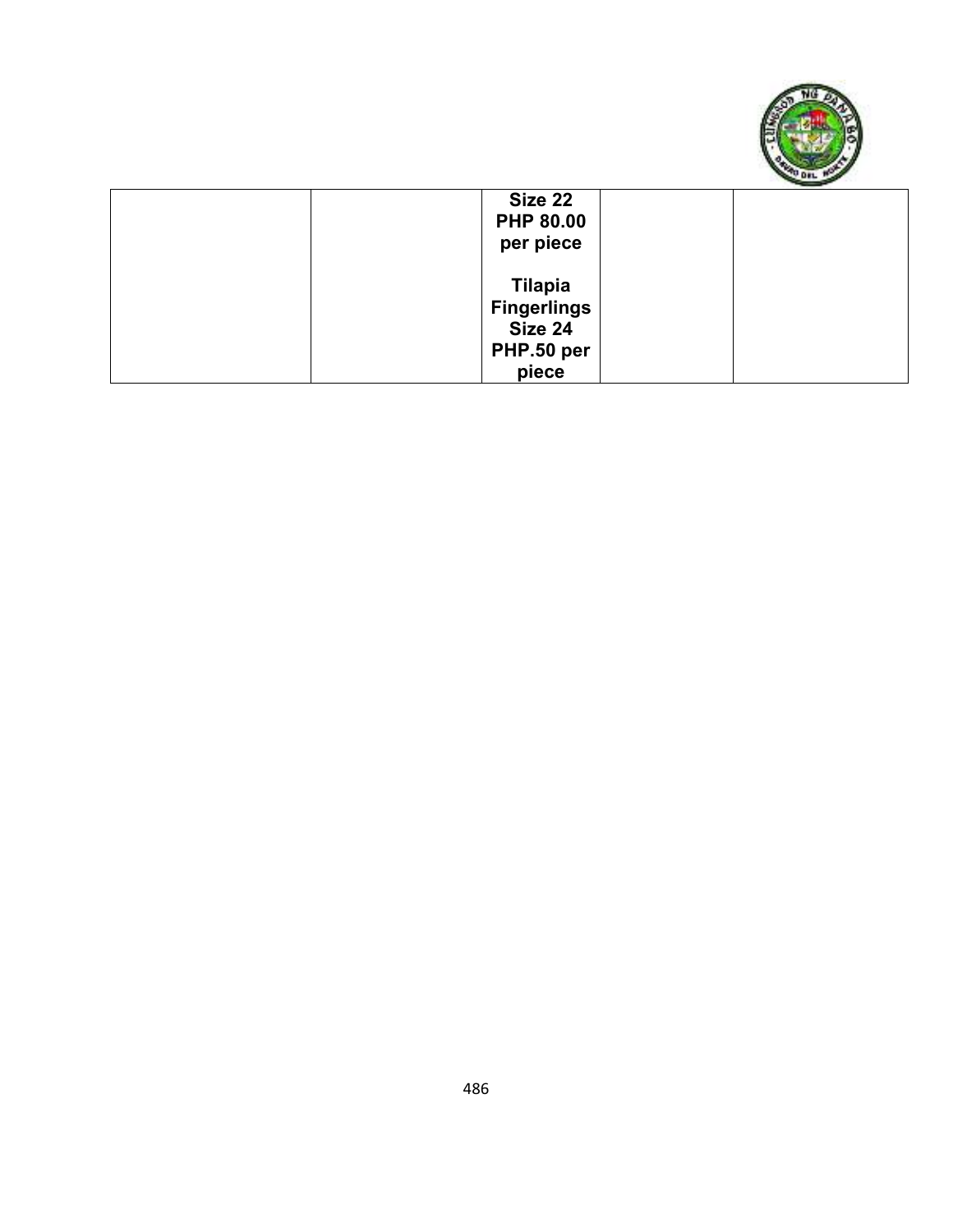| | | | | |
|---|---|---|---|---|
| | | **Size 22 PHP 80.00 per piece**<br><br>**Tilapia Fingerlings Size 24 PHP.50 per piece** | | |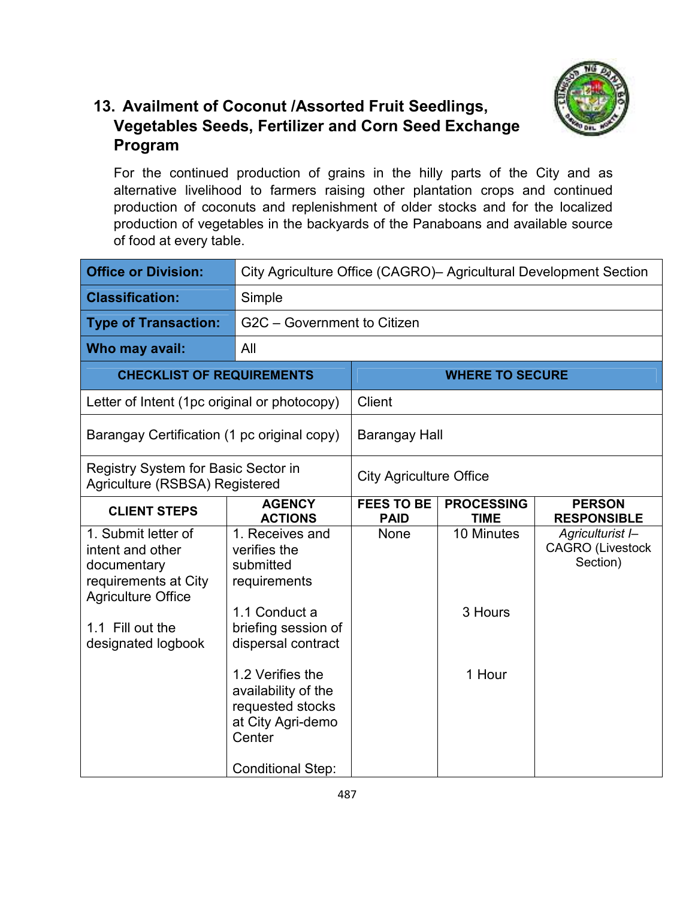## 13. Availment of Coconut /Assorted Fruit Seedlings, Vegetables Seeds, Fertilizer and Corn Seed Exchange Program

For the continued production of grains in the hilly parts of the City and as alternative livelihood to farmers raising other plantation crops and continued production of coconuts and replenishment of older stocks and for the localized production of vegetables in the backyards of the Panaboans and available source of food at every table.

| **Office or Division:** | City Agriculture Office (CAGRO)– Agricultural Development Section |
|---|---|
| **Classification:** | Simple |
| **Type of Transaction:** | G2C – Government to Citizen |
| **Who may avail:** | All |

| **CHECKLIST OF REQUIREMENTS** | **WHERE TO SECURE** |
|---|---|
| Letter of Intent (1pc original or photocopy) | Client |
| Barangay Certification (1 pc original copy) | Barangay Hall |
| Registry System for Basic Sector in Agriculture (RSBSA) Registered | City Agriculture Office |

| **CLIENT STEPS** | **AGENCY ACTIONS** | **FEES TO BE PAID** | **PROCESSING TIME** | **PERSON RESPONSIBLE** |
|---|---|---|---|---|
| 1. Submit letter of intent and other documentary requirements at City Agriculture Office<br><br>1.1 Fill out the designated logbook | 1. Receives and verifies the submitted requirements | None | 10 Minutes | *Agriculturist I*– CAGRO (Livestock Section) |
| | 1.1 Conduct a briefing session of dispersal contract | | 3 Hours | |
| | 1.2 Verifies the availability of the requested stocks at City Agri-demo Center | | 1 Hour | |
| | Conditional Step: | | | |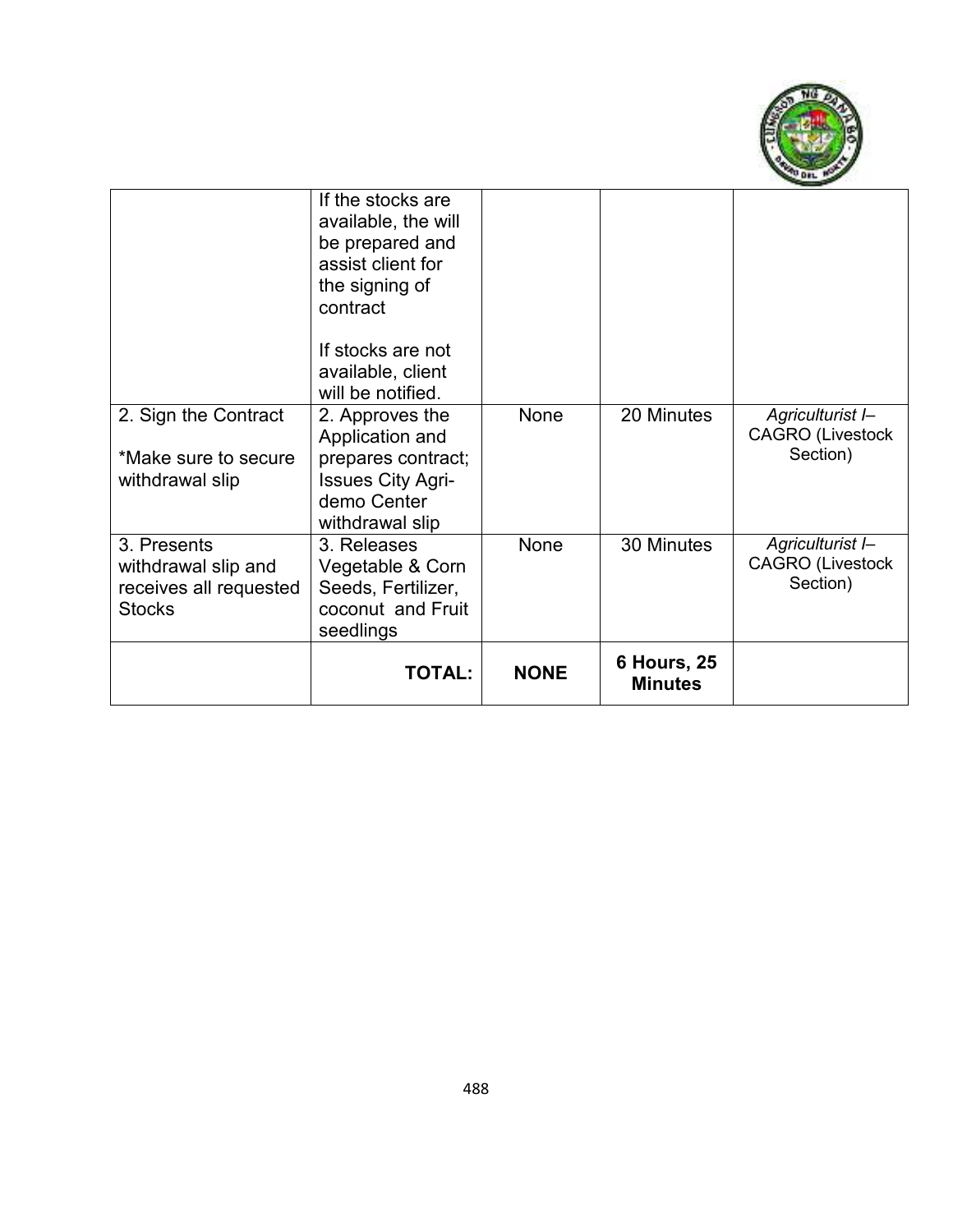| | | | | |
|---|---|---|---|---|
| | If the stocks are available, the will be prepared and assist client for the signing of contract<br><br>If stocks are not available, client will be notified. | | | |
| 2. Sign the Contract<br><br>*Make sure to secure withdrawal slip | 2. Approves the Application and prepares contract; Issues City Agri-demo Center withdrawal slip | None | 20 Minutes | *Agriculturist I–* CAGRO (Livestock Section) |
| 3. Presents withdrawal slip and receives all requested Stocks | 3. Releases Vegetable & Corn Seeds, Fertilizer, coconut and Fruit seedlings | None | 30 Minutes | *Agriculturist I–* CAGRO (Livestock Section) |
| | **TOTAL:** | **NONE** | **6 Hours, 25 Minutes** | |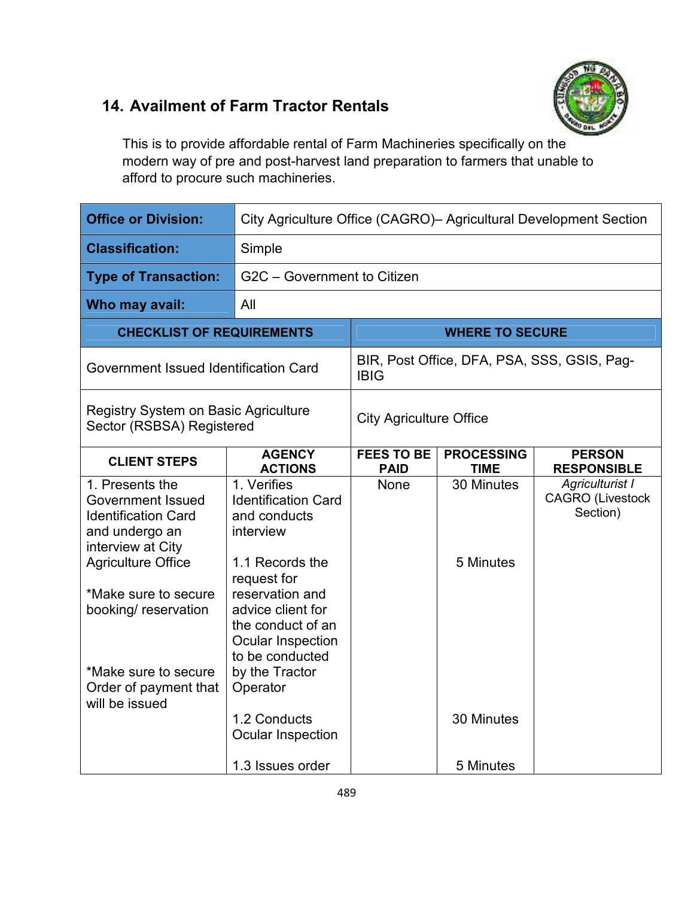## 14. Availment of Farm Tractor Rentals

This is to provide affordable rental of Farm Machineries specifically on the modern way of pre and post-harvest land preparation to farmers that unable to afford to procure such machineries.

| **Office or Division:** | City Agriculture Office (CAGRO)– Agricultural Development Section |
|---|---|
| **Classification:** | Simple |
| **Type of Transaction:** | G2C – Government to Citizen |
| **Who may avail:** | All |

| **CHECKLIST OF REQUIREMENTS** | **WHERE TO SECURE** |
|---|---|
| Government Issued Identification Card | BIR, Post Office, DFA, PSA, SSS, GSIS, Pag-IBIG |
| Registry System on Basic Agriculture Sector (RSBSA) Registered | City Agriculture Office |

| **CLIENT STEPS** | **AGENCY ACTIONS** | **FEES TO BE PAID** | **PROCESSING TIME** | **PERSON RESPONSIBLE** |
|---|---|---|---|---|
| 1. Presents the Government Issued Identification Card and undergo an interview at City Agriculture Office<br><br>*Make sure to secure booking/ reservation<br><br>*Make sure to secure Order of payment that will be issued | 1. Verifies Identification Card and conducts interview<br><br>1.1 Records the request for reservation and advice client for the conduct of an Ocular Inspection to be conducted by the Tractor Operator<br><br>1.2 Conducts Ocular Inspection<br><br>1.3 Issues order | None | 30 Minutes<br><br>5 Minutes<br><br>30 Minutes<br><br>5 Minutes | *Agriculturist I* CAGRO (Livestock Section) |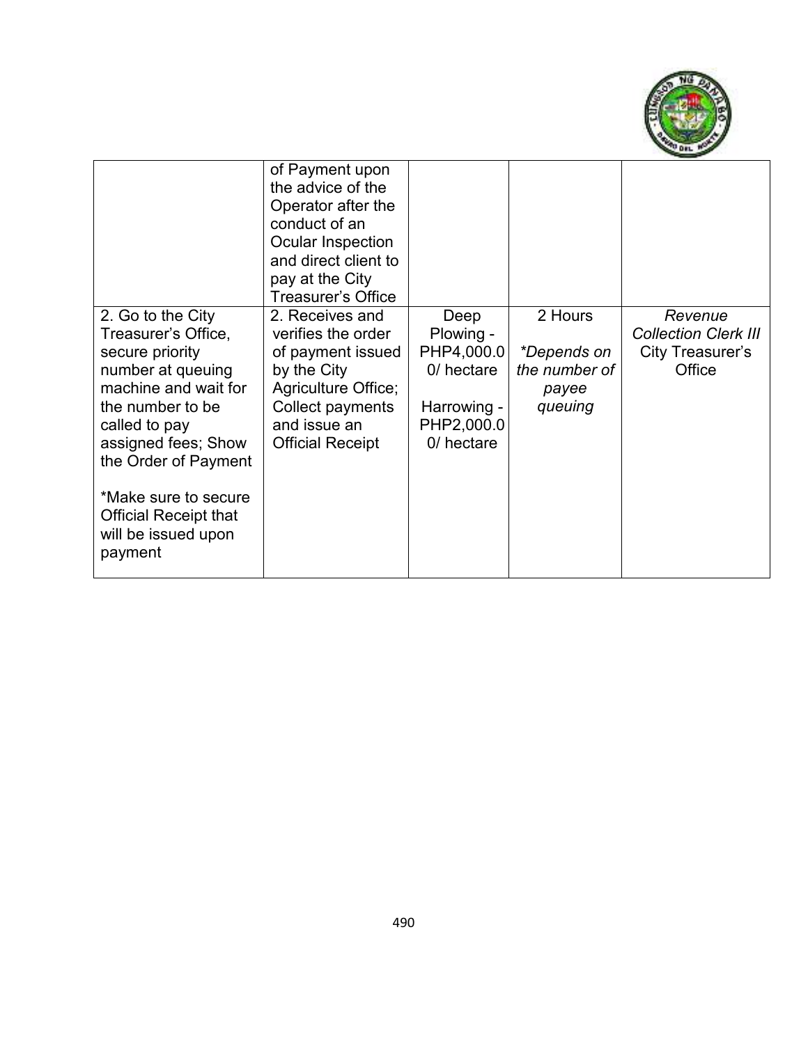| | | | | |
|---|---|---|---|---|
| | of Payment upon the advice of the Operator after the conduct of an Ocular Inspection and direct client to pay at the City Treasurer's Office | | | |
| 2. Go to the City Treasurer's Office, secure priority number at queuing machine and wait for the number to be called to pay assigned fees; Show the Order of Payment<br><br>*Make sure to secure Official Receipt that will be issued upon payment | 2. Receives and verifies the order of payment issued by the City Agriculture Office; Collect payments and issue an Official Receipt | Deep Plowing - PHP4,000.00/ hectare<br><br>Harrowing - PHP2,000.00/ hectare | 2 Hours<br><br>*\*Depends on the number of payee queuing* | *Revenue Collection Clerk III*<br>City Treasurer's Office |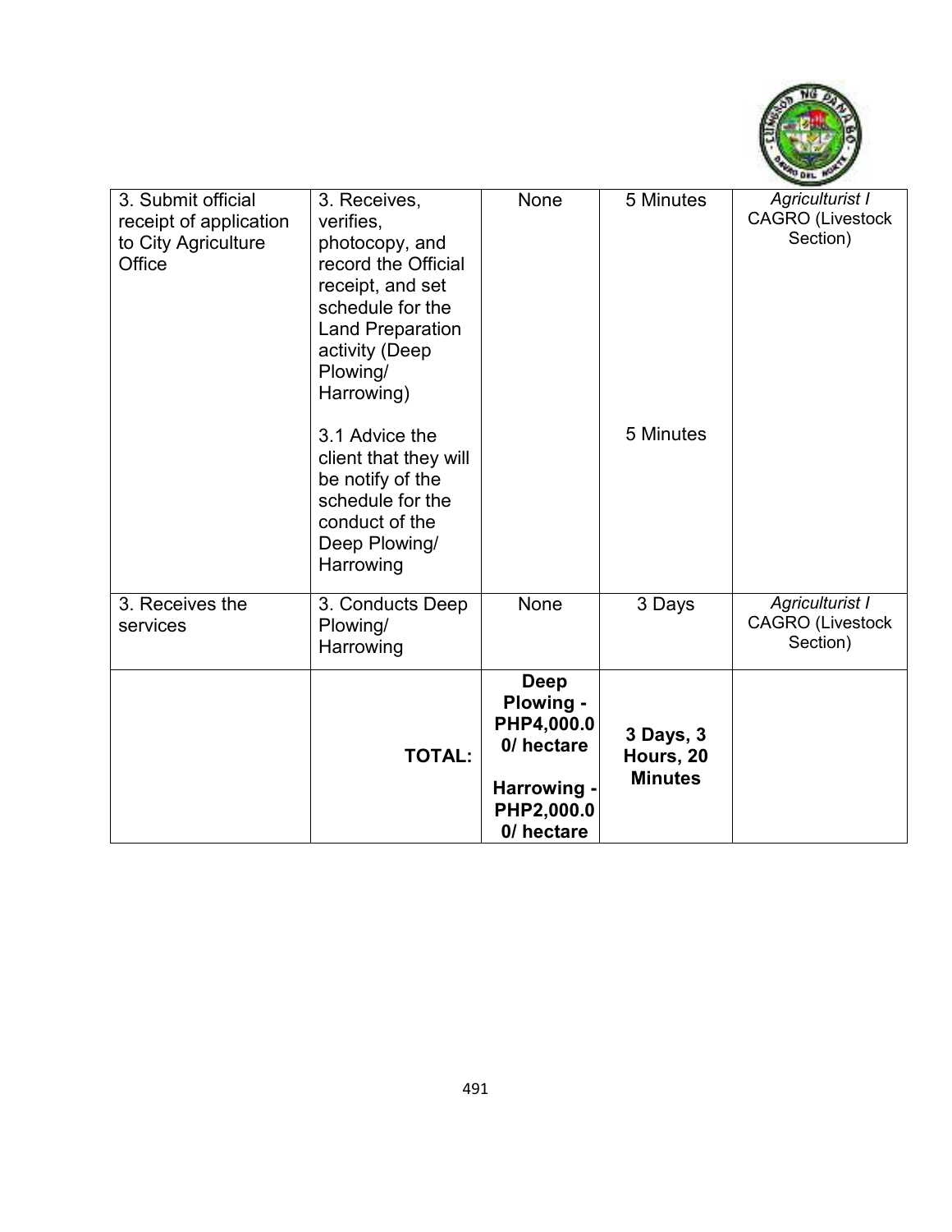| | | | | |
|---|---|---|---|---|
| 3. Submit official receipt of application to City Agriculture Office | 3. Receives, verifies, photocopy, and record the Official receipt, and set schedule for the Land Preparation activity (Deep Plowing/ Harrowing)<br><br>3.1 Advice the client that they will be notify of the schedule for the conduct of the Deep Plowing/ Harrowing | None | 5 Minutes<br><br>5 Minutes | *Agriculturist I* CAGRO (Livestock Section) |
| 3. Receives the services | 3. Conducts Deep Plowing/ Harrowing | None | 3 Days | *Agriculturist I* CAGRO (Livestock Section) |
| | **TOTAL:** | **Deep Plowing - PHP4,000.00/ hectare**<br><br>**Harrowing - PHP2,000.00/ hectare** | **3 Days, 3 Hours, 20 Minutes** | |